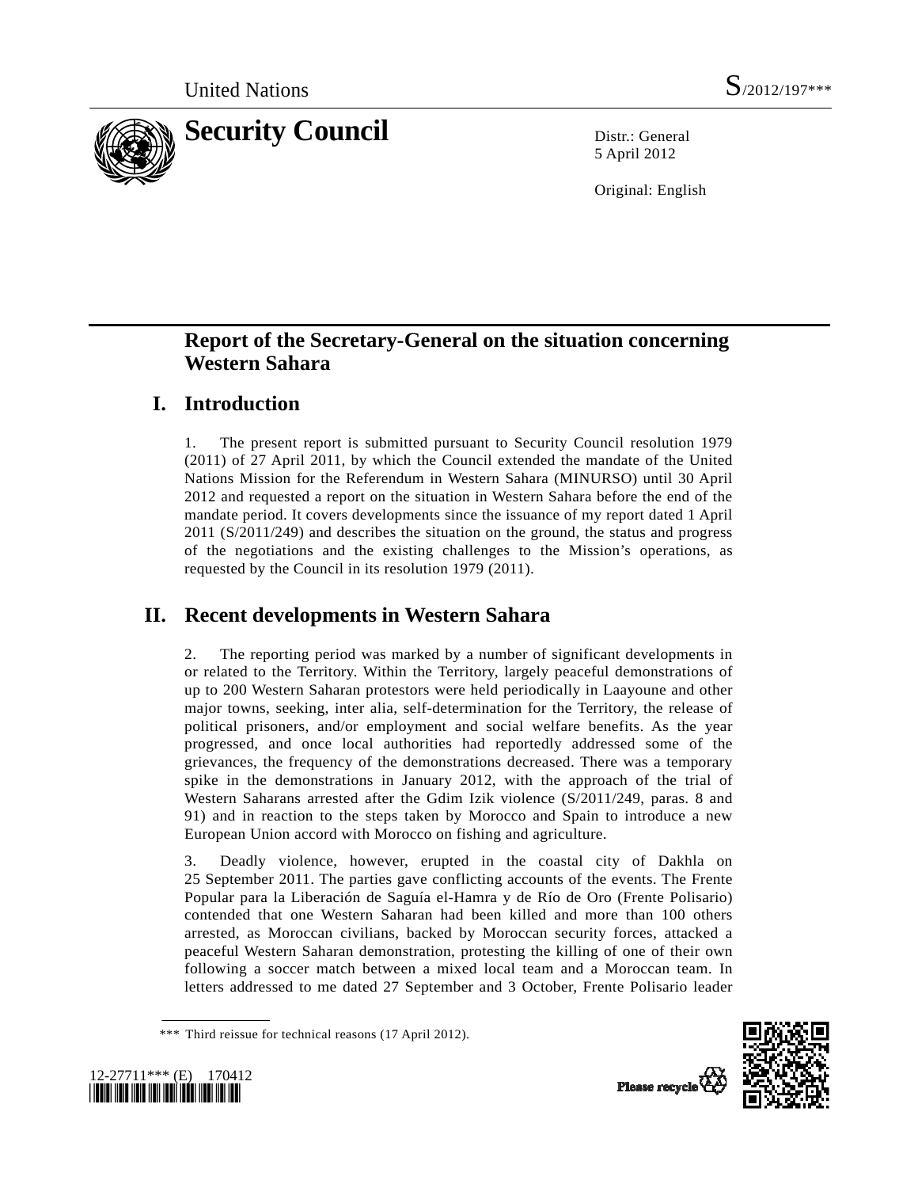United Nations S/2012/197***

# Security Council

Distr.: General
5 April 2012

Original: English

## Report of the Secretary-General on the situation concerning Western Sahara

## I. Introduction

1. The present report is submitted pursuant to Security Council resolution 1979 (2011) of 27 April 2011, by which the Council extended the mandate of the United Nations Mission for the Referendum in Western Sahara (MINURSO) until 30 April 2012 and requested a report on the situation in Western Sahara before the end of the mandate period. It covers developments since the issuance of my report dated 1 April 2011 (S/2011/249) and describes the situation on the ground, the status and progress of the negotiations and the existing challenges to the Mission's operations, as requested by the Council in its resolution 1979 (2011).

## II. Recent developments in Western Sahara

2. The reporting period was marked by a number of significant developments in or related to the Territory. Within the Territory, largely peaceful demonstrations of up to 200 Western Saharan protestors were held periodically in Laayoune and other major towns, seeking, inter alia, self-determination for the Territory, the release of political prisoners, and/or employment and social welfare benefits. As the year progressed, and once local authorities had reportedly addressed some of the grievances, the frequency of the demonstrations decreased. There was a temporary spike in the demonstrations in January 2012, with the approach of the trial of Western Saharans arrested after the Gdim Izik violence (S/2011/249, paras. 8 and 91) and in reaction to the steps taken by Morocco and Spain to introduce a new European Union accord with Morocco on fishing and agriculture.

3. Deadly violence, however, erupted in the coastal city of Dakhla on 25 September 2011. The parties gave conflicting accounts of the events. The Frente Popular para la Liberación de Saguía el-Hamra y de Río de Oro (Frente Polisario) contended that one Western Saharan had been killed and more than 100 others arrested, as Moroccan civilians, backed by Moroccan security forces, attacked a peaceful Western Saharan demonstration, protesting the killing of one of their own following a soccer match between a mixed local team and a Moroccan team. In letters addressed to me dated 27 September and 3 October, Frente Polisario leader

*** Third reissue for technical reasons (17 April 2012).

12-27711*** (E) 170412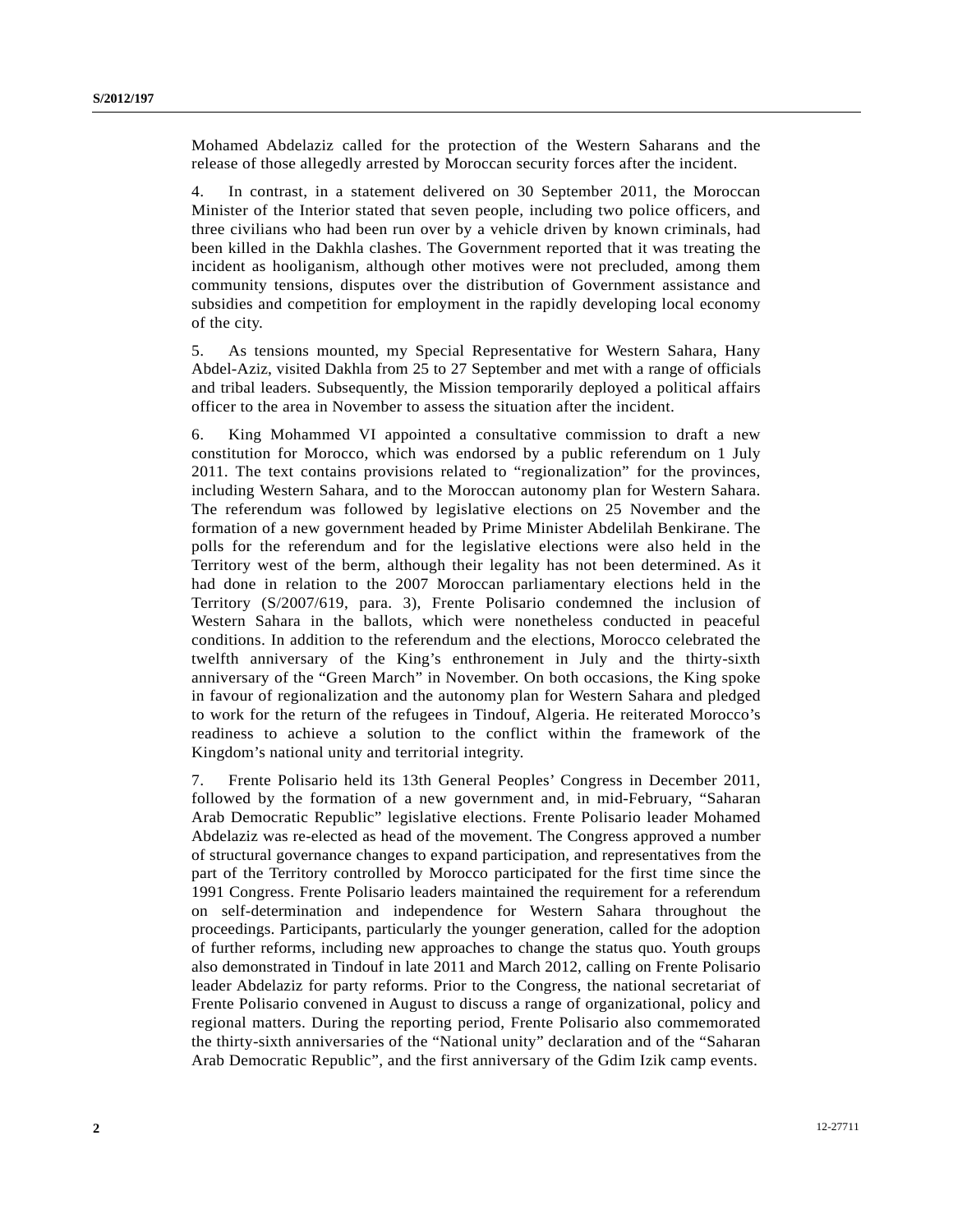Mohamed Abdelaziz called for the protection of the Western Saharans and the release of those allegedly arrested by Moroccan security forces after the incident.

4. In contrast, in a statement delivered on 30 September 2011, the Moroccan Minister of the Interior stated that seven people, including two police officers, and three civilians who had been run over by a vehicle driven by known criminals, had been killed in the Dakhla clashes. The Government reported that it was treating the incident as hooliganism, although other motives were not precluded, among them community tensions, disputes over the distribution of Government assistance and subsidies and competition for employment in the rapidly developing local economy of the city.

5. As tensions mounted, my Special Representative for Western Sahara, Hany Abdel-Aziz, visited Dakhla from 25 to 27 September and met with a range of officials and tribal leaders. Subsequently, the Mission temporarily deployed a political affairs officer to the area in November to assess the situation after the incident.

6. King Mohammed VI appointed a consultative commission to draft a new constitution for Morocco, which was endorsed by a public referendum on 1 July 2011. The text contains provisions related to "regionalization" for the provinces, including Western Sahara, and to the Moroccan autonomy plan for Western Sahara. The referendum was followed by legislative elections on 25 November and the formation of a new government headed by Prime Minister Abdelilah Benkirane. The polls for the referendum and for the legislative elections were also held in the Territory west of the berm, although their legality has not been determined. As it had done in relation to the 2007 Moroccan parliamentary elections held in the Territory (S/2007/619, para. 3), Frente Polisario condemned the inclusion of Western Sahara in the ballots, which were nonetheless conducted in peaceful conditions. In addition to the referendum and the elections, Morocco celebrated the twelfth anniversary of the King's enthronement in July and the thirty-sixth anniversary of the "Green March" in November. On both occasions, the King spoke in favour of regionalization and the autonomy plan for Western Sahara and pledged to work for the return of the refugees in Tindouf, Algeria. He reiterated Morocco's readiness to achieve a solution to the conflict within the framework of the Kingdom's national unity and territorial integrity.

7. Frente Polisario held its 13th General Peoples' Congress in December 2011, followed by the formation of a new government and, in mid-February, "Saharan Arab Democratic Republic" legislative elections. Frente Polisario leader Mohamed Abdelaziz was re-elected as head of the movement. The Congress approved a number of structural governance changes to expand participation, and representatives from the part of the Territory controlled by Morocco participated for the first time since the 1991 Congress. Frente Polisario leaders maintained the requirement for a referendum on self-determination and independence for Western Sahara throughout the proceedings. Participants, particularly the younger generation, called for the adoption of further reforms, including new approaches to change the status quo. Youth groups also demonstrated in Tindouf in late 2011 and March 2012, calling on Frente Polisario leader Abdelaziz for party reforms. Prior to the Congress, the national secretariat of Frente Polisario convened in August to discuss a range of organizational, policy and regional matters. During the reporting period, Frente Polisario also commemorated the thirty-sixth anniversaries of the "National unity" declaration and of the "Saharan Arab Democratic Republic", and the first anniversary of the Gdim Izik camp events.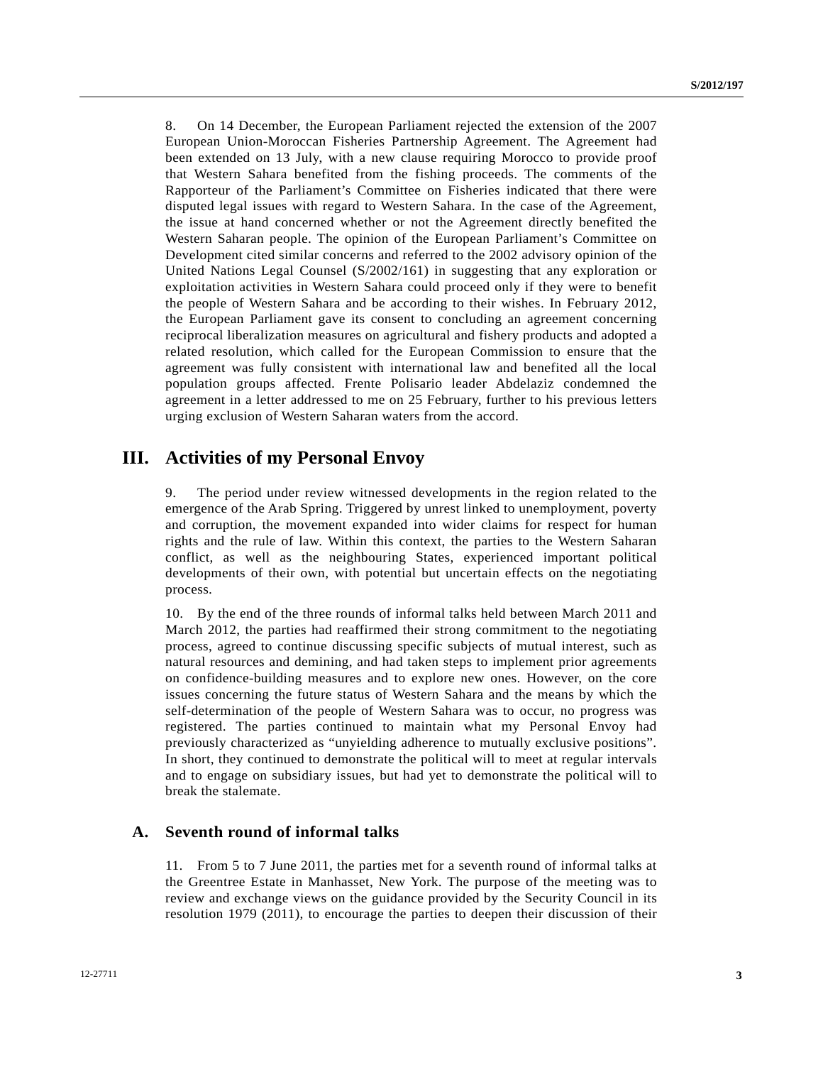8. On 14 December, the European Parliament rejected the extension of the 2007 European Union-Moroccan Fisheries Partnership Agreement. The Agreement had been extended on 13 July, with a new clause requiring Morocco to provide proof that Western Sahara benefited from the fishing proceeds. The comments of the Rapporteur of the Parliament's Committee on Fisheries indicated that there were disputed legal issues with regard to Western Sahara. In the case of the Agreement, the issue at hand concerned whether or not the Agreement directly benefited the Western Saharan people. The opinion of the European Parliament's Committee on Development cited similar concerns and referred to the 2002 advisory opinion of the United Nations Legal Counsel (S/2002/161) in suggesting that any exploration or exploitation activities in Western Sahara could proceed only if they were to benefit the people of Western Sahara and be according to their wishes. In February 2012, the European Parliament gave its consent to concluding an agreement concerning reciprocal liberalization measures on agricultural and fishery products and adopted a related resolution, which called for the European Commission to ensure that the agreement was fully consistent with international law and benefited all the local population groups affected. Frente Polisario leader Abdelaziz condemned the agreement in a letter addressed to me on 25 February, further to his previous letters urging exclusion of Western Saharan waters from the accord.

## III. Activities of my Personal Envoy

9. The period under review witnessed developments in the region related to the emergence of the Arab Spring. Triggered by unrest linked to unemployment, poverty and corruption, the movement expanded into wider claims for respect for human rights and the rule of law. Within this context, the parties to the Western Saharan conflict, as well as the neighbouring States, experienced important political developments of their own, with potential but uncertain effects on the negotiating process.

10. By the end of the three rounds of informal talks held between March 2011 and March 2012, the parties had reaffirmed their strong commitment to the negotiating process, agreed to continue discussing specific subjects of mutual interest, such as natural resources and demining, and had taken steps to implement prior agreements on confidence-building measures and to explore new ones. However, on the core issues concerning the future status of Western Sahara and the means by which the self-determination of the people of Western Sahara was to occur, no progress was registered. The parties continued to maintain what my Personal Envoy had previously characterized as "unyielding adherence to mutually exclusive positions". In short, they continued to demonstrate the political will to meet at regular intervals and to engage on subsidiary issues, but had yet to demonstrate the political will to break the stalemate.

### A. Seventh round of informal talks

11. From 5 to 7 June 2011, the parties met for a seventh round of informal talks at the Greentree Estate in Manhasset, New York. The purpose of the meeting was to review and exchange views on the guidance provided by the Security Council in its resolution 1979 (2011), to encourage the parties to deepen their discussion of their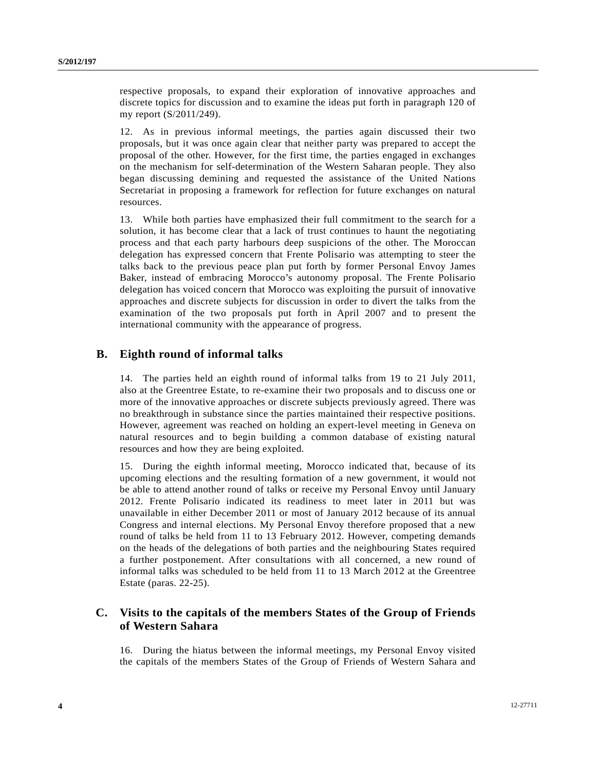respective proposals, to expand their exploration of innovative approaches and discrete topics for discussion and to examine the ideas put forth in paragraph 120 of my report (S/2011/249).

12. As in previous informal meetings, the parties again discussed their two proposals, but it was once again clear that neither party was prepared to accept the proposal of the other. However, for the first time, the parties engaged in exchanges on the mechanism for self-determination of the Western Saharan people. They also began discussing demining and requested the assistance of the United Nations Secretariat in proposing a framework for reflection for future exchanges on natural resources.

13. While both parties have emphasized their full commitment to the search for a solution, it has become clear that a lack of trust continues to haunt the negotiating process and that each party harbours deep suspicions of the other. The Moroccan delegation has expressed concern that Frente Polisario was attempting to steer the talks back to the previous peace plan put forth by former Personal Envoy James Baker, instead of embracing Morocco's autonomy proposal. The Frente Polisario delegation has voiced concern that Morocco was exploiting the pursuit of innovative approaches and discrete subjects for discussion in order to divert the talks from the examination of the two proposals put forth in April 2007 and to present the international community with the appearance of progress.

## B. Eighth round of informal talks

14. The parties held an eighth round of informal talks from 19 to 21 July 2011, also at the Greentree Estate, to re-examine their two proposals and to discuss one or more of the innovative approaches or discrete subjects previously agreed. There was no breakthrough in substance since the parties maintained their respective positions. However, agreement was reached on holding an expert-level meeting in Geneva on natural resources and to begin building a common database of existing natural resources and how they are being exploited.

15. During the eighth informal meeting, Morocco indicated that, because of its upcoming elections and the resulting formation of a new government, it would not be able to attend another round of talks or receive my Personal Envoy until January 2012. Frente Polisario indicated its readiness to meet later in 2011 but was unavailable in either December 2011 or most of January 2012 because of its annual Congress and internal elections. My Personal Envoy therefore proposed that a new round of talks be held from 11 to 13 February 2012. However, competing demands on the heads of the delegations of both parties and the neighbouring States required a further postponement. After consultations with all concerned, a new round of informal talks was scheduled to be held from 11 to 13 March 2012 at the Greentree Estate (paras. 22-25).

## C. Visits to the capitals of the members States of the Group of Friends of Western Sahara

16. During the hiatus between the informal meetings, my Personal Envoy visited the capitals of the members States of the Group of Friends of Western Sahara and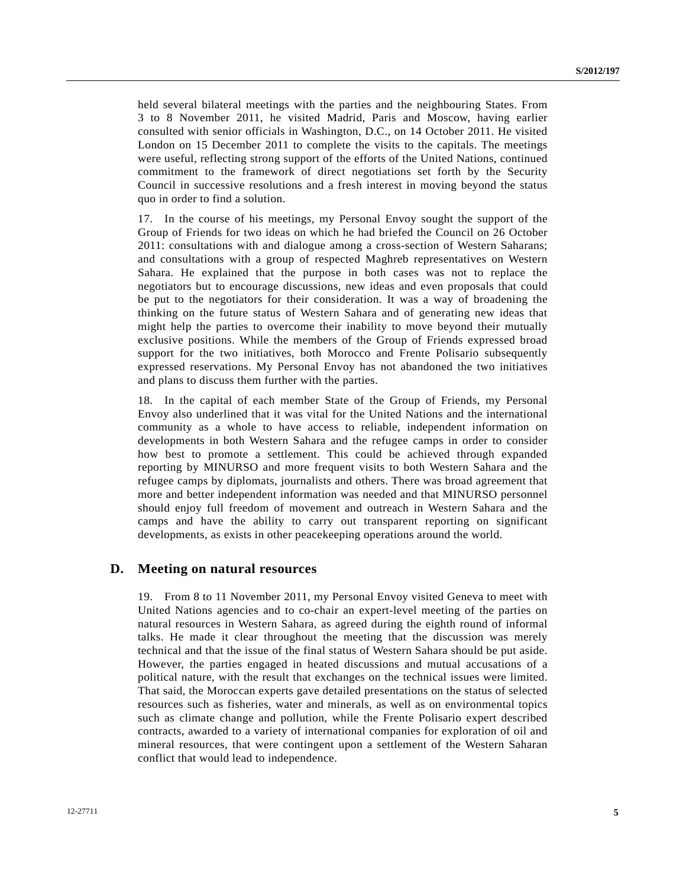held several bilateral meetings with the parties and the neighbouring States. From 3 to 8 November 2011, he visited Madrid, Paris and Moscow, having earlier consulted with senior officials in Washington, D.C., on 14 October 2011. He visited London on 15 December 2011 to complete the visits to the capitals. The meetings were useful, reflecting strong support of the efforts of the United Nations, continued commitment to the framework of direct negotiations set forth by the Security Council in successive resolutions and a fresh interest in moving beyond the status quo in order to find a solution.

17. In the course of his meetings, my Personal Envoy sought the support of the Group of Friends for two ideas on which he had briefed the Council on 26 October 2011: consultations with and dialogue among a cross-section of Western Saharans; and consultations with a group of respected Maghreb representatives on Western Sahara. He explained that the purpose in both cases was not to replace the negotiators but to encourage discussions, new ideas and even proposals that could be put to the negotiators for their consideration. It was a way of broadening the thinking on the future status of Western Sahara and of generating new ideas that might help the parties to overcome their inability to move beyond their mutually exclusive positions. While the members of the Group of Friends expressed broad support for the two initiatives, both Morocco and Frente Polisario subsequently expressed reservations. My Personal Envoy has not abandoned the two initiatives and plans to discuss them further with the parties.

18. In the capital of each member State of the Group of Friends, my Personal Envoy also underlined that it was vital for the United Nations and the international community as a whole to have access to reliable, independent information on developments in both Western Sahara and the refugee camps in order to consider how best to promote a settlement. This could be achieved through expanded reporting by MINURSO and more frequent visits to both Western Sahara and the refugee camps by diplomats, journalists and others. There was broad agreement that more and better independent information was needed and that MINURSO personnel should enjoy full freedom of movement and outreach in Western Sahara and the camps and have the ability to carry out transparent reporting on significant developments, as exists in other peacekeeping operations around the world.

## D. Meeting on natural resources

19. From 8 to 11 November 2011, my Personal Envoy visited Geneva to meet with United Nations agencies and to co-chair an expert-level meeting of the parties on natural resources in Western Sahara, as agreed during the eighth round of informal talks. He made it clear throughout the meeting that the discussion was merely technical and that the issue of the final status of Western Sahara should be put aside. However, the parties engaged in heated discussions and mutual accusations of a political nature, with the result that exchanges on the technical issues were limited. That said, the Moroccan experts gave detailed presentations on the status of selected resources such as fisheries, water and minerals, as well as on environmental topics such as climate change and pollution, while the Frente Polisario expert described contracts, awarded to a variety of international companies for exploration of oil and mineral resources, that were contingent upon a settlement of the Western Saharan conflict that would lead to independence.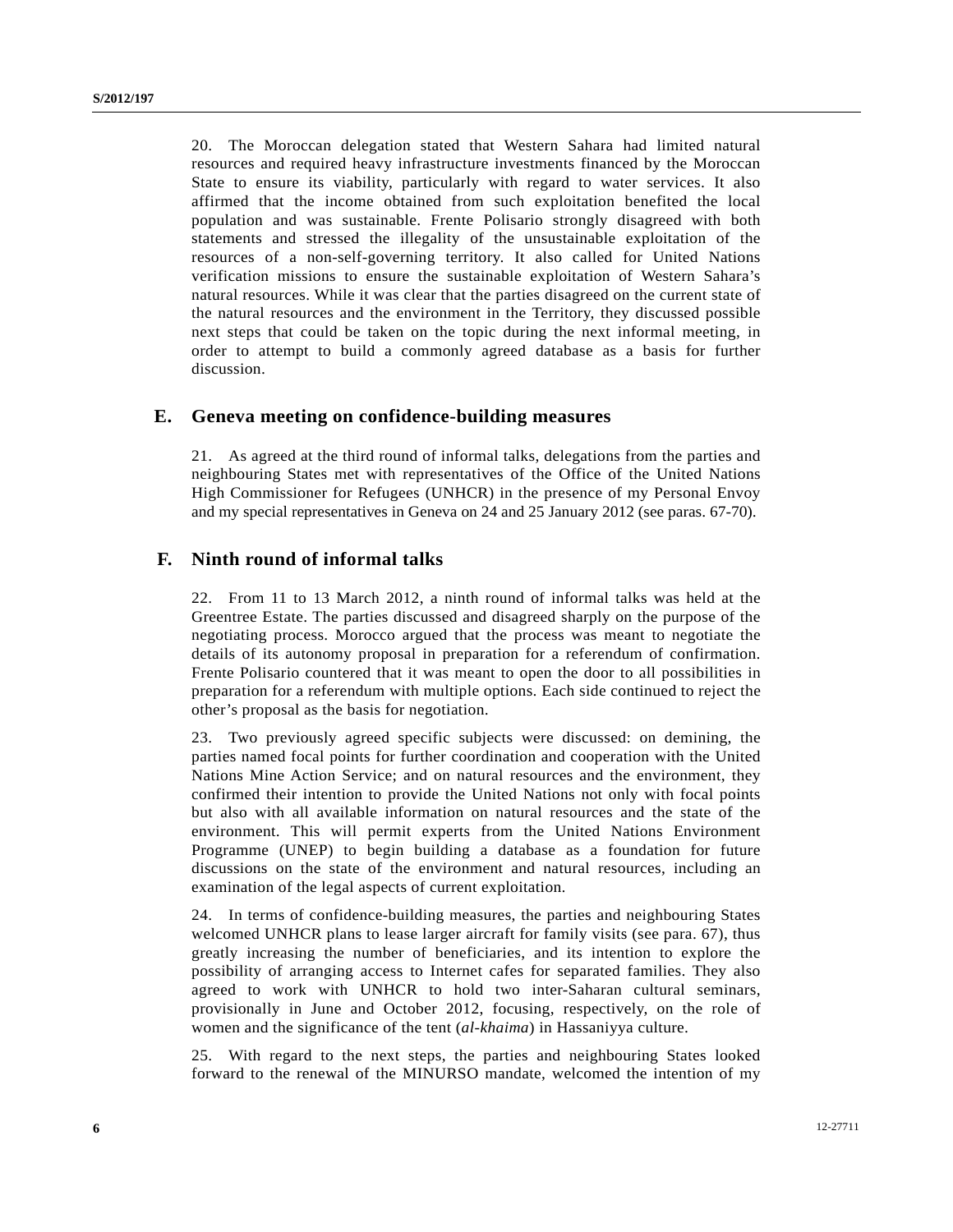20. The Moroccan delegation stated that Western Sahara had limited natural resources and required heavy infrastructure investments financed by the Moroccan State to ensure its viability, particularly with regard to water services. It also affirmed that the income obtained from such exploitation benefited the local population and was sustainable. Frente Polisario strongly disagreed with both statements and stressed the illegality of the unsustainable exploitation of the resources of a non-self-governing territory. It also called for United Nations verification missions to ensure the sustainable exploitation of Western Sahara's natural resources. While it was clear that the parties disagreed on the current state of the natural resources and the environment in the Territory, they discussed possible next steps that could be taken on the topic during the next informal meeting, in order to attempt to build a commonly agreed database as a basis for further discussion.

## E. Geneva meeting on confidence-building measures

21. As agreed at the third round of informal talks, delegations from the parties and neighbouring States met with representatives of the Office of the United Nations High Commissioner for Refugees (UNHCR) in the presence of my Personal Envoy and my special representatives in Geneva on 24 and 25 January 2012 (see paras. 67-70).

## F. Ninth round of informal talks

22. From 11 to 13 March 2012, a ninth round of informal talks was held at the Greentree Estate. The parties discussed and disagreed sharply on the purpose of the negotiating process. Morocco argued that the process was meant to negotiate the details of its autonomy proposal in preparation for a referendum of confirmation. Frente Polisario countered that it was meant to open the door to all possibilities in preparation for a referendum with multiple options. Each side continued to reject the other's proposal as the basis for negotiation.

23. Two previously agreed specific subjects were discussed: on demining, the parties named focal points for further coordination and cooperation with the United Nations Mine Action Service; and on natural resources and the environment, they confirmed their intention to provide the United Nations not only with focal points but also with all available information on natural resources and the state of the environment. This will permit experts from the United Nations Environment Programme (UNEP) to begin building a database as a foundation for future discussions on the state of the environment and natural resources, including an examination of the legal aspects of current exploitation.

24. In terms of confidence-building measures, the parties and neighbouring States welcomed UNHCR plans to lease larger aircraft for family visits (see para. 67), thus greatly increasing the number of beneficiaries, and its intention to explore the possibility of arranging access to Internet cafes for separated families. They also agreed to work with UNHCR to hold two inter-Saharan cultural seminars, provisionally in June and October 2012, focusing, respectively, on the role of women and the significance of the tent (*al-khaima*) in Hassaniyya culture.

25. With regard to the next steps, the parties and neighbouring States looked forward to the renewal of the MINURSO mandate, welcomed the intention of my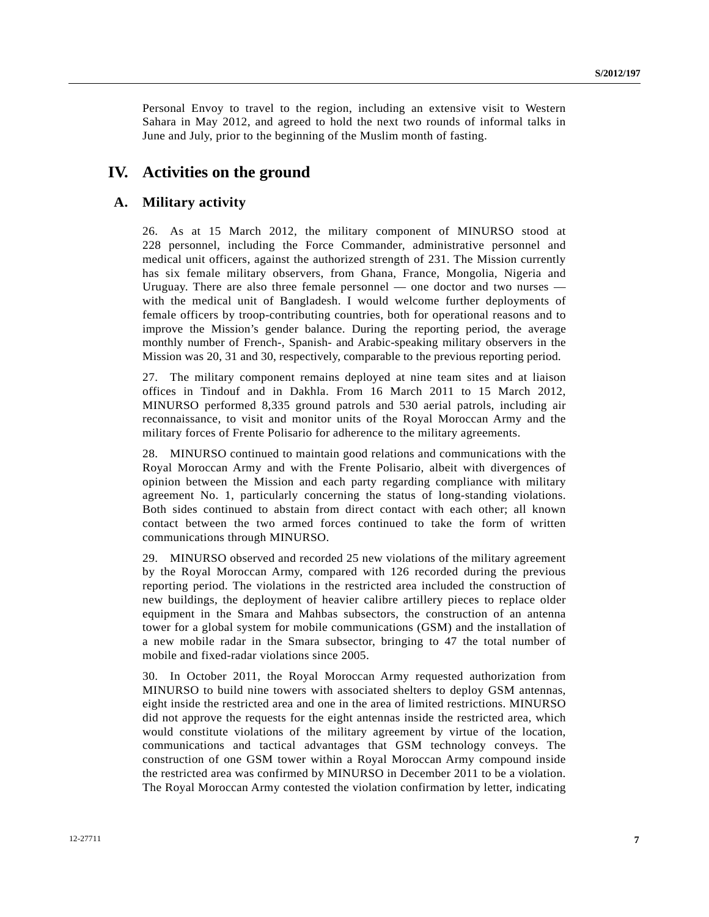Personal Envoy to travel to the region, including an extensive visit to Western Sahara in May 2012, and agreed to hold the next two rounds of informal talks in June and July, prior to the beginning of the Muslim month of fasting.

# IV. Activities on the ground

## A. Military activity

26. As at 15 March 2012, the military component of MINURSO stood at 228 personnel, including the Force Commander, administrative personnel and medical unit officers, against the authorized strength of 231. The Mission currently has six female military observers, from Ghana, France, Mongolia, Nigeria and Uruguay. There are also three female personnel — one doctor and two nurses — with the medical unit of Bangladesh. I would welcome further deployments of female officers by troop-contributing countries, both for operational reasons and to improve the Mission's gender balance. During the reporting period, the average monthly number of French-, Spanish- and Arabic-speaking military observers in the Mission was 20, 31 and 30, respectively, comparable to the previous reporting period.

27. The military component remains deployed at nine team sites and at liaison offices in Tindouf and in Dakhla. From 16 March 2011 to 15 March 2012, MINURSO performed 8,335 ground patrols and 530 aerial patrols, including air reconnaissance, to visit and monitor units of the Royal Moroccan Army and the military forces of Frente Polisario for adherence to the military agreements.

28. MINURSO continued to maintain good relations and communications with the Royal Moroccan Army and with the Frente Polisario, albeit with divergences of opinion between the Mission and each party regarding compliance with military agreement No. 1, particularly concerning the status of long-standing violations. Both sides continued to abstain from direct contact with each other; all known contact between the two armed forces continued to take the form of written communications through MINURSO.

29. MINURSO observed and recorded 25 new violations of the military agreement by the Royal Moroccan Army, compared with 126 recorded during the previous reporting period. The violations in the restricted area included the construction of new buildings, the deployment of heavier calibre artillery pieces to replace older equipment in the Smara and Mahbas subsectors, the construction of an antenna tower for a global system for mobile communications (GSM) and the installation of a new mobile radar in the Smara subsector, bringing to 47 the total number of mobile and fixed-radar violations since 2005.

30. In October 2011, the Royal Moroccan Army requested authorization from MINURSO to build nine towers with associated shelters to deploy GSM antennas, eight inside the restricted area and one in the area of limited restrictions. MINURSO did not approve the requests for the eight antennas inside the restricted area, which would constitute violations of the military agreement by virtue of the location, communications and tactical advantages that GSM technology conveys. The construction of one GSM tower within a Royal Moroccan Army compound inside the restricted area was confirmed by MINURSO in December 2011 to be a violation. The Royal Moroccan Army contested the violation confirmation by letter, indicating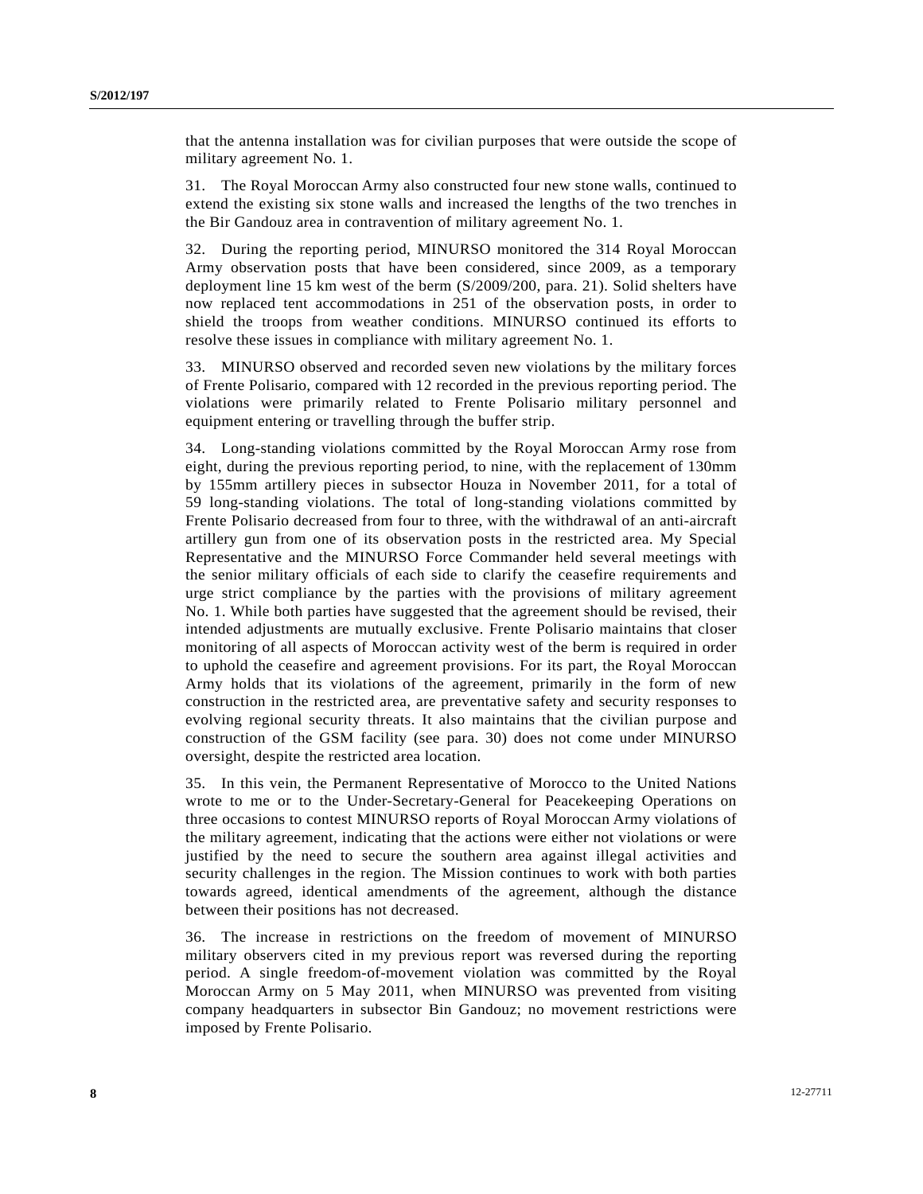that the antenna installation was for civilian purposes that were outside the scope of military agreement No. 1.

31. The Royal Moroccan Army also constructed four new stone walls, continued to extend the existing six stone walls and increased the lengths of the two trenches in the Bir Gandouz area in contravention of military agreement No. 1.

32. During the reporting period, MINURSO monitored the 314 Royal Moroccan Army observation posts that have been considered, since 2009, as a temporary deployment line 15 km west of the berm (S/2009/200, para. 21). Solid shelters have now replaced tent accommodations in 251 of the observation posts, in order to shield the troops from weather conditions. MINURSO continued its efforts to resolve these issues in compliance with military agreement No. 1.

33. MINURSO observed and recorded seven new violations by the military forces of Frente Polisario, compared with 12 recorded in the previous reporting period. The violations were primarily related to Frente Polisario military personnel and equipment entering or travelling through the buffer strip.

34. Long-standing violations committed by the Royal Moroccan Army rose from eight, during the previous reporting period, to nine, with the replacement of 130mm by 155mm artillery pieces in subsector Houza in November 2011, for a total of 59 long-standing violations. The total of long-standing violations committed by Frente Polisario decreased from four to three, with the withdrawal of an anti-aircraft artillery gun from one of its observation posts in the restricted area. My Special Representative and the MINURSO Force Commander held several meetings with the senior military officials of each side to clarify the ceasefire requirements and urge strict compliance by the parties with the provisions of military agreement No. 1. While both parties have suggested that the agreement should be revised, their intended adjustments are mutually exclusive. Frente Polisario maintains that closer monitoring of all aspects of Moroccan activity west of the berm is required in order to uphold the ceasefire and agreement provisions. For its part, the Royal Moroccan Army holds that its violations of the agreement, primarily in the form of new construction in the restricted area, are preventative safety and security responses to evolving regional security threats. It also maintains that the civilian purpose and construction of the GSM facility (see para. 30) does not come under MINURSO oversight, despite the restricted area location.

35. In this vein, the Permanent Representative of Morocco to the United Nations wrote to me or to the Under-Secretary-General for Peacekeeping Operations on three occasions to contest MINURSO reports of Royal Moroccan Army violations of the military agreement, indicating that the actions were either not violations or were justified by the need to secure the southern area against illegal activities and security challenges in the region. The Mission continues to work with both parties towards agreed, identical amendments of the agreement, although the distance between their positions has not decreased.

36. The increase in restrictions on the freedom of movement of MINURSO military observers cited in my previous report was reversed during the reporting period. A single freedom-of-movement violation was committed by the Royal Moroccan Army on 5 May 2011, when MINURSO was prevented from visiting company headquarters in subsector Bin Gandouz; no movement restrictions were imposed by Frente Polisario.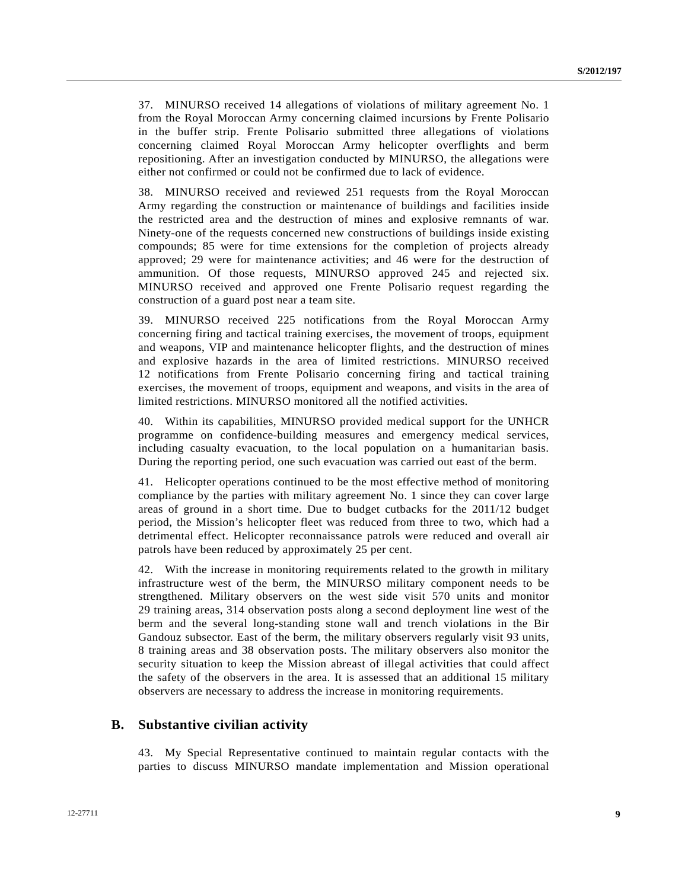37. MINURSO received 14 allegations of violations of military agreement No. 1 from the Royal Moroccan Army concerning claimed incursions by Frente Polisario in the buffer strip. Frente Polisario submitted three allegations of violations concerning claimed Royal Moroccan Army helicopter overflights and berm repositioning. After an investigation conducted by MINURSO, the allegations were either not confirmed or could not be confirmed due to lack of evidence.

38. MINURSO received and reviewed 251 requests from the Royal Moroccan Army regarding the construction or maintenance of buildings and facilities inside the restricted area and the destruction of mines and explosive remnants of war. Ninety-one of the requests concerned new constructions of buildings inside existing compounds; 85 were for time extensions for the completion of projects already approved; 29 were for maintenance activities; and 46 were for the destruction of ammunition. Of those requests, MINURSO approved 245 and rejected six. MINURSO received and approved one Frente Polisario request regarding the construction of a guard post near a team site.

39. MINURSO received 225 notifications from the Royal Moroccan Army concerning firing and tactical training exercises, the movement of troops, equipment and weapons, VIP and maintenance helicopter flights, and the destruction of mines and explosive hazards in the area of limited restrictions. MINURSO received 12 notifications from Frente Polisario concerning firing and tactical training exercises, the movement of troops, equipment and weapons, and visits in the area of limited restrictions. MINURSO monitored all the notified activities.

40. Within its capabilities, MINURSO provided medical support for the UNHCR programme on confidence-building measures and emergency medical services, including casualty evacuation, to the local population on a humanitarian basis. During the reporting period, one such evacuation was carried out east of the berm.

41. Helicopter operations continued to be the most effective method of monitoring compliance by the parties with military agreement No. 1 since they can cover large areas of ground in a short time. Due to budget cutbacks for the 2011/12 budget period, the Mission's helicopter fleet was reduced from three to two, which had a detrimental effect. Helicopter reconnaissance patrols were reduced and overall air patrols have been reduced by approximately 25 per cent.

42. With the increase in monitoring requirements related to the growth in military infrastructure west of the berm, the MINURSO military component needs to be strengthened. Military observers on the west side visit 570 units and monitor 29 training areas, 314 observation posts along a second deployment line west of the berm and the several long-standing stone wall and trench violations in the Bir Gandouz subsector. East of the berm, the military observers regularly visit 93 units, 8 training areas and 38 observation posts. The military observers also monitor the security situation to keep the Mission abreast of illegal activities that could affect the safety of the observers in the area. It is assessed that an additional 15 military observers are necessary to address the increase in monitoring requirements.

## B. Substantive civilian activity

43. My Special Representative continued to maintain regular contacts with the parties to discuss MINURSO mandate implementation and Mission operational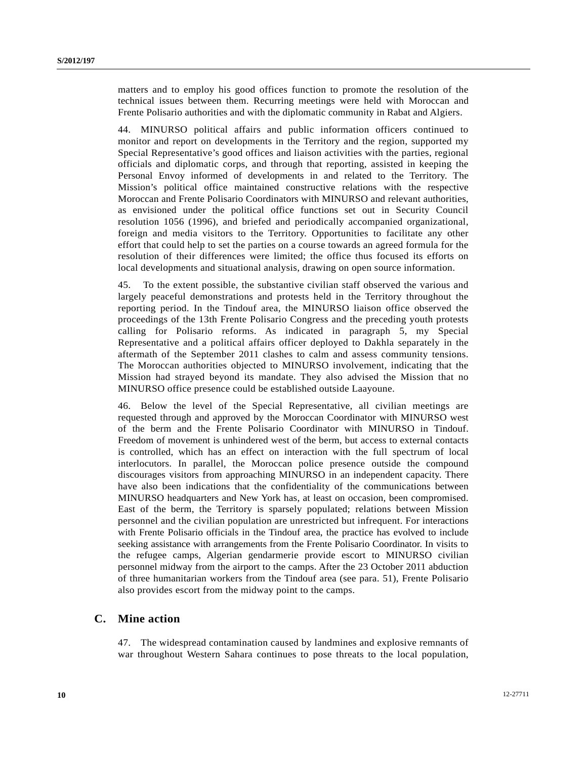matters and to employ his good offices function to promote the resolution of the technical issues between them. Recurring meetings were held with Moroccan and Frente Polisario authorities and with the diplomatic community in Rabat and Algiers.

44. MINURSO political affairs and public information officers continued to monitor and report on developments in the Territory and the region, supported my Special Representative's good offices and liaison activities with the parties, regional officials and diplomatic corps, and through that reporting, assisted in keeping the Personal Envoy informed of developments in and related to the Territory. The Mission's political office maintained constructive relations with the respective Moroccan and Frente Polisario Coordinators with MINURSO and relevant authorities, as envisioned under the political office functions set out in Security Council resolution 1056 (1996), and briefed and periodically accompanied organizational, foreign and media visitors to the Territory. Opportunities to facilitate any other effort that could help to set the parties on a course towards an agreed formula for the resolution of their differences were limited; the office thus focused its efforts on local developments and situational analysis, drawing on open source information.

45. To the extent possible, the substantive civilian staff observed the various and largely peaceful demonstrations and protests held in the Territory throughout the reporting period. In the Tindouf area, the MINURSO liaison office observed the proceedings of the 13th Frente Polisario Congress and the preceding youth protests calling for Polisario reforms. As indicated in paragraph 5, my Special Representative and a political affairs officer deployed to Dakhla separately in the aftermath of the September 2011 clashes to calm and assess community tensions. The Moroccan authorities objected to MINURSO involvement, indicating that the Mission had strayed beyond its mandate. They also advised the Mission that no MINURSO office presence could be established outside Laayoune.

46. Below the level of the Special Representative, all civilian meetings are requested through and approved by the Moroccan Coordinator with MINURSO west of the berm and the Frente Polisario Coordinator with MINURSO in Tindouf. Freedom of movement is unhindered west of the berm, but access to external contacts is controlled, which has an effect on interaction with the full spectrum of local interlocutors. In parallel, the Moroccan police presence outside the compound discourages visitors from approaching MINURSO in an independent capacity. There have also been indications that the confidentiality of the communications between MINURSO headquarters and New York has, at least on occasion, been compromised. East of the berm, the Territory is sparsely populated; relations between Mission personnel and the civilian population are unrestricted but infrequent. For interactions with Frente Polisario officials in the Tindouf area, the practice has evolved to include seeking assistance with arrangements from the Frente Polisario Coordinator. In visits to the refugee camps, Algerian gendarmerie provide escort to MINURSO civilian personnel midway from the airport to the camps. After the 23 October 2011 abduction of three humanitarian workers from the Tindouf area (see para. 51), Frente Polisario also provides escort from the midway point to the camps.

## C. Mine action

47. The widespread contamination caused by landmines and explosive remnants of war throughout Western Sahara continues to pose threats to the local population,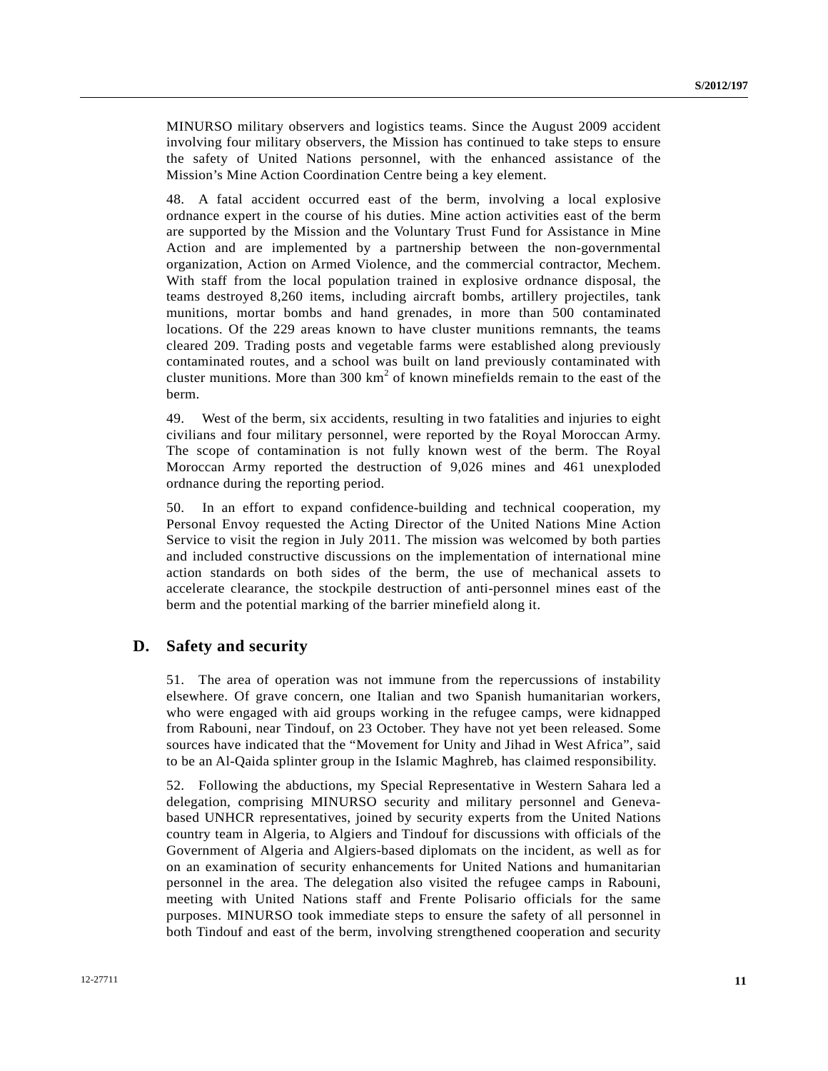MINURSO military observers and logistics teams. Since the August 2009 accident involving four military observers, the Mission has continued to take steps to ensure the safety of United Nations personnel, with the enhanced assistance of the Mission's Mine Action Coordination Centre being a key element.

48. A fatal accident occurred east of the berm, involving a local explosive ordnance expert in the course of his duties. Mine action activities east of the berm are supported by the Mission and the Voluntary Trust Fund for Assistance in Mine Action and are implemented by a partnership between the non-governmental organization, Action on Armed Violence, and the commercial contractor, Mechem. With staff from the local population trained in explosive ordnance disposal, the teams destroyed 8,260 items, including aircraft bombs, artillery projectiles, tank munitions, mortar bombs and hand grenades, in more than 500 contaminated locations. Of the 229 areas known to have cluster munitions remnants, the teams cleared 209. Trading posts and vegetable farms were established along previously contaminated routes, and a school was built on land previously contaminated with cluster munitions. More than 300 km$^2$ of known minefields remain to the east of the berm.

49. West of the berm, six accidents, resulting in two fatalities and injuries to eight civilians and four military personnel, were reported by the Royal Moroccan Army. The scope of contamination is not fully known west of the berm. The Royal Moroccan Army reported the destruction of 9,026 mines and 461 unexploded ordnance during the reporting period.

50. In an effort to expand confidence-building and technical cooperation, my Personal Envoy requested the Acting Director of the United Nations Mine Action Service to visit the region in July 2011. The mission was welcomed by both parties and included constructive discussions on the implementation of international mine action standards on both sides of the berm, the use of mechanical assets to accelerate clearance, the stockpile destruction of anti-personnel mines east of the berm and the potential marking of the barrier minefield along it.

## D. Safety and security

51. The area of operation was not immune from the repercussions of instability elsewhere. Of grave concern, one Italian and two Spanish humanitarian workers, who were engaged with aid groups working in the refugee camps, were kidnapped from Rabouni, near Tindouf, on 23 October. They have not yet been released. Some sources have indicated that the "Movement for Unity and Jihad in West Africa", said to be an Al-Qaida splinter group in the Islamic Maghreb, has claimed responsibility.

52. Following the abductions, my Special Representative in Western Sahara led a delegation, comprising MINURSO security and military personnel and Geneva-based UNHCR representatives, joined by security experts from the United Nations country team in Algeria, to Algiers and Tindouf for discussions with officials of the Government of Algeria and Algiers-based diplomats on the incident, as well as for on an examination of security enhancements for United Nations and humanitarian personnel in the area. The delegation also visited the refugee camps in Rabouni, meeting with United Nations staff and Frente Polisario officials for the same purposes. MINURSO took immediate steps to ensure the safety of all personnel in both Tindouf and east of the berm, involving strengthened cooperation and security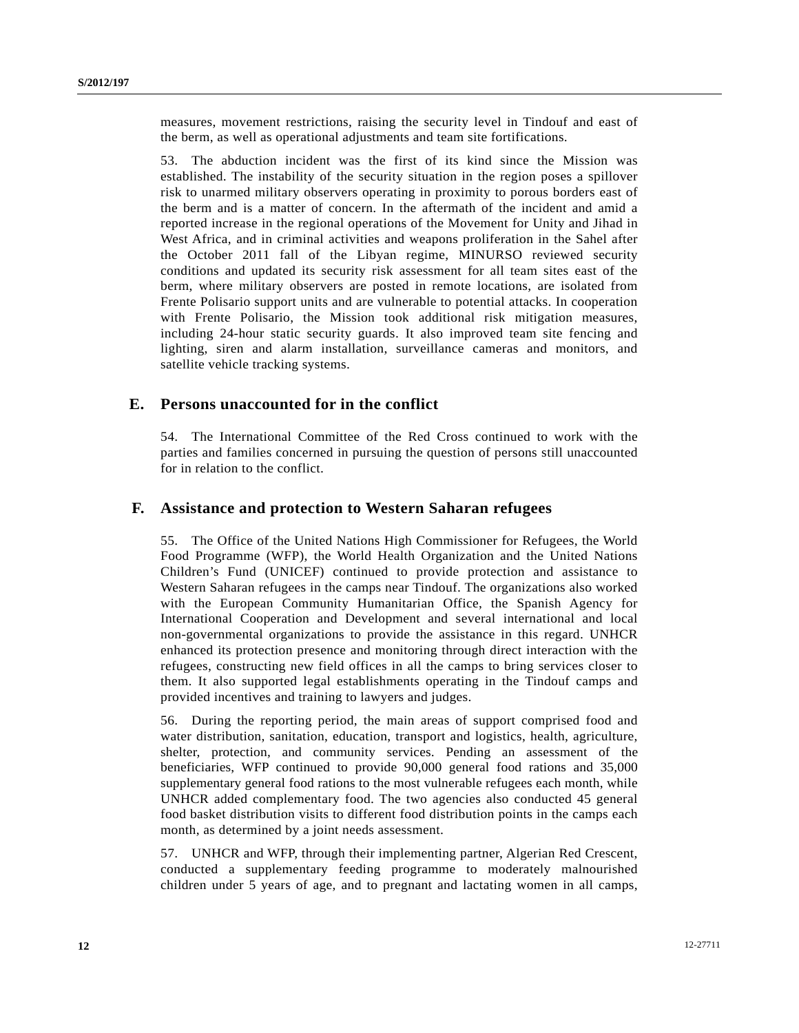measures, movement restrictions, raising the security level in Tindouf and east of the berm, as well as operational adjustments and team site fortifications.

53. The abduction incident was the first of its kind since the Mission was established. The instability of the security situation in the region poses a spillover risk to unarmed military observers operating in proximity to porous borders east of the berm and is a matter of concern. In the aftermath of the incident and amid a reported increase in the regional operations of the Movement for Unity and Jihad in West Africa, and in criminal activities and weapons proliferation in the Sahel after the October 2011 fall of the Libyan regime, MINURSO reviewed security conditions and updated its security risk assessment for all team sites east of the berm, where military observers are posted in remote locations, are isolated from Frente Polisario support units and are vulnerable to potential attacks. In cooperation with Frente Polisario, the Mission took additional risk mitigation measures, including 24-hour static security guards. It also improved team site fencing and lighting, siren and alarm installation, surveillance cameras and monitors, and satellite vehicle tracking systems.

## E. Persons unaccounted for in the conflict

54. The International Committee of the Red Cross continued to work with the parties and families concerned in pursuing the question of persons still unaccounted for in relation to the conflict.

## F. Assistance and protection to Western Saharan refugees

55. The Office of the United Nations High Commissioner for Refugees, the World Food Programme (WFP), the World Health Organization and the United Nations Children's Fund (UNICEF) continued to provide protection and assistance to Western Saharan refugees in the camps near Tindouf. The organizations also worked with the European Community Humanitarian Office, the Spanish Agency for International Cooperation and Development and several international and local non-governmental organizations to provide the assistance in this regard. UNHCR enhanced its protection presence and monitoring through direct interaction with the refugees, constructing new field offices in all the camps to bring services closer to them. It also supported legal establishments operating in the Tindouf camps and provided incentives and training to lawyers and judges.

56. During the reporting period, the main areas of support comprised food and water distribution, sanitation, education, transport and logistics, health, agriculture, shelter, protection, and community services. Pending an assessment of the beneficiaries, WFP continued to provide 90,000 general food rations and 35,000 supplementary general food rations to the most vulnerable refugees each month, while UNHCR added complementary food. The two agencies also conducted 45 general food basket distribution visits to different food distribution points in the camps each month, as determined by a joint needs assessment.

57. UNHCR and WFP, through their implementing partner, Algerian Red Crescent, conducted a supplementary feeding programme to moderately malnourished children under 5 years of age, and to pregnant and lactating women in all camps,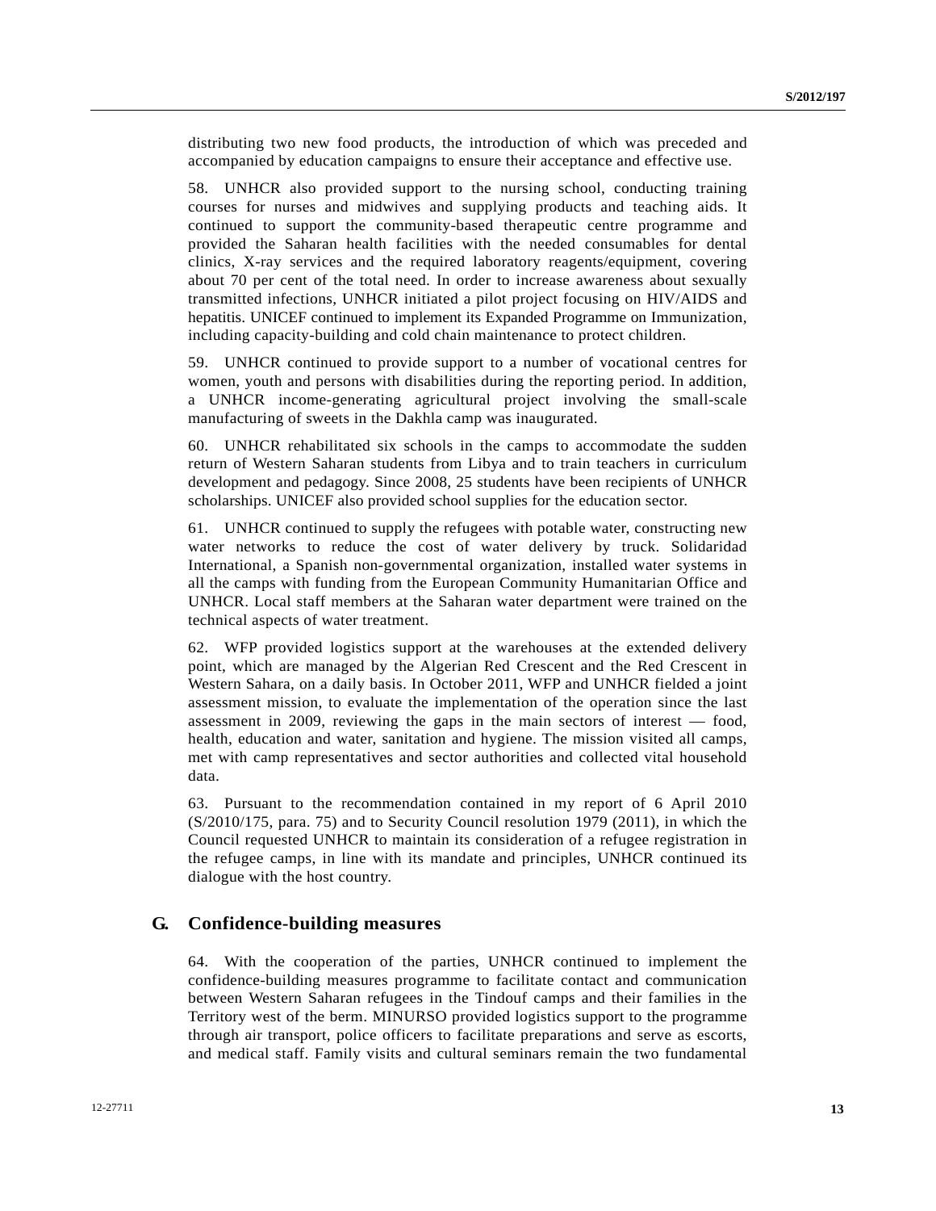distributing two new food products, the introduction of which was preceded and accompanied by education campaigns to ensure their acceptance and effective use.

58. UNHCR also provided support to the nursing school, conducting training courses for nurses and midwives and supplying products and teaching aids. It continued to support the community-based therapeutic centre programme and provided the Saharan health facilities with the needed consumables for dental clinics, X-ray services and the required laboratory reagents/equipment, covering about 70 per cent of the total need. In order to increase awareness about sexually transmitted infections, UNHCR initiated a pilot project focusing on HIV/AIDS and hepatitis. UNICEF continued to implement its Expanded Programme on Immunization, including capacity-building and cold chain maintenance to protect children.

59. UNHCR continued to provide support to a number of vocational centres for women, youth and persons with disabilities during the reporting period. In addition, a UNHCR income-generating agricultural project involving the small-scale manufacturing of sweets in the Dakhla camp was inaugurated.

60. UNHCR rehabilitated six schools in the camps to accommodate the sudden return of Western Saharan students from Libya and to train teachers in curriculum development and pedagogy. Since 2008, 25 students have been recipients of UNHCR scholarships. UNICEF also provided school supplies for the education sector.

61. UNHCR continued to supply the refugees with potable water, constructing new water networks to reduce the cost of water delivery by truck. Solidaridad International, a Spanish non-governmental organization, installed water systems in all the camps with funding from the European Community Humanitarian Office and UNHCR. Local staff members at the Saharan water department were trained on the technical aspects of water treatment.

62. WFP provided logistics support at the warehouses at the extended delivery point, which are managed by the Algerian Red Crescent and the Red Crescent in Western Sahara, on a daily basis. In October 2011, WFP and UNHCR fielded a joint assessment mission, to evaluate the implementation of the operation since the last assessment in 2009, reviewing the gaps in the main sectors of interest — food, health, education and water, sanitation and hygiene. The mission visited all camps, met with camp representatives and sector authorities and collected vital household data.

63. Pursuant to the recommendation contained in my report of 6 April 2010 (S/2010/175, para. 75) and to Security Council resolution 1979 (2011), in which the Council requested UNHCR to maintain its consideration of a refugee registration in the refugee camps, in line with its mandate and principles, UNHCR continued its dialogue with the host country.

## G. Confidence-building measures

64. With the cooperation of the parties, UNHCR continued to implement the confidence-building measures programme to facilitate contact and communication between Western Saharan refugees in the Tindouf camps and their families in the Territory west of the berm. MINURSO provided logistics support to the programme through air transport, police officers to facilitate preparations and serve as escorts, and medical staff. Family visits and cultural seminars remain the two fundamental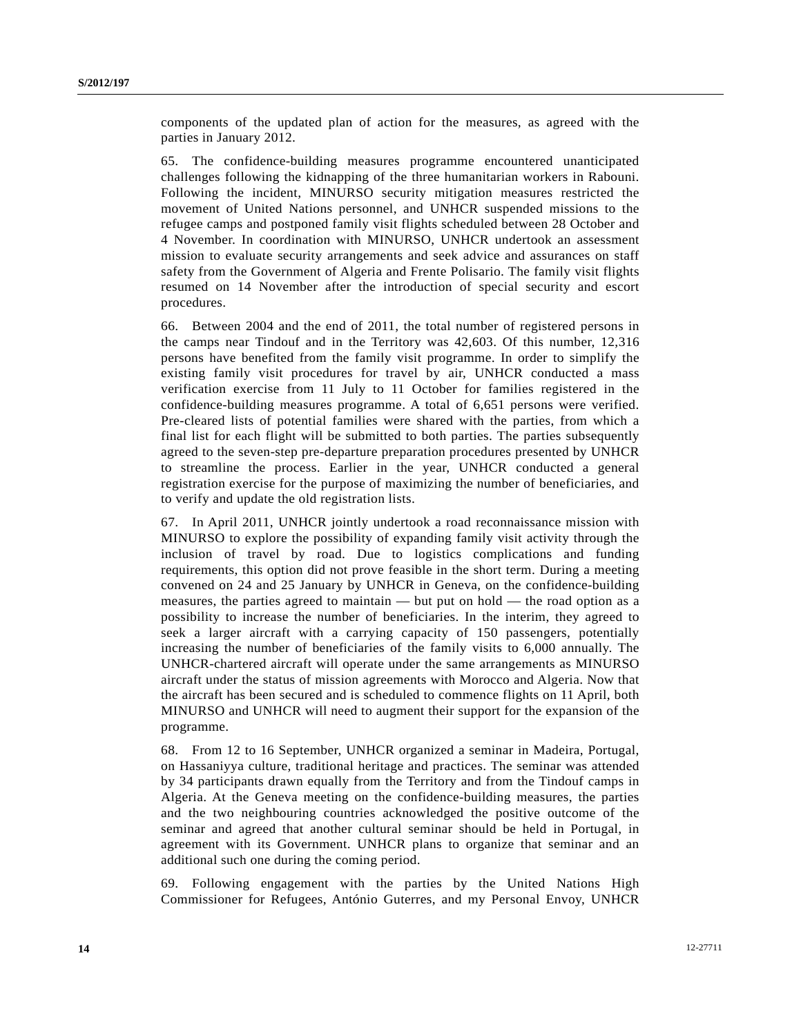components of the updated plan of action for the measures, as agreed with the parties in January 2012.

65. The confidence-building measures programme encountered unanticipated challenges following the kidnapping of the three humanitarian workers in Rabouni. Following the incident, MINURSO security mitigation measures restricted the movement of United Nations personnel, and UNHCR suspended missions to the refugee camps and postponed family visit flights scheduled between 28 October and 4 November. In coordination with MINURSO, UNHCR undertook an assessment mission to evaluate security arrangements and seek advice and assurances on staff safety from the Government of Algeria and Frente Polisario. The family visit flights resumed on 14 November after the introduction of special security and escort procedures.

66. Between 2004 and the end of 2011, the total number of registered persons in the camps near Tindouf and in the Territory was 42,603. Of this number, 12,316 persons have benefited from the family visit programme. In order to simplify the existing family visit procedures for travel by air, UNHCR conducted a mass verification exercise from 11 July to 11 October for families registered in the confidence-building measures programme. A total of 6,651 persons were verified. Pre-cleared lists of potential families were shared with the parties, from which a final list for each flight will be submitted to both parties. The parties subsequently agreed to the seven-step pre-departure preparation procedures presented by UNHCR to streamline the process. Earlier in the year, UNHCR conducted a general registration exercise for the purpose of maximizing the number of beneficiaries, and to verify and update the old registration lists.

67. In April 2011, UNHCR jointly undertook a road reconnaissance mission with MINURSO to explore the possibility of expanding family visit activity through the inclusion of travel by road. Due to logistics complications and funding requirements, this option did not prove feasible in the short term. During a meeting convened on 24 and 25 January by UNHCR in Geneva, on the confidence-building measures, the parties agreed to maintain — but put on hold — the road option as a possibility to increase the number of beneficiaries. In the interim, they agreed to seek a larger aircraft with a carrying capacity of 150 passengers, potentially increasing the number of beneficiaries of the family visits to 6,000 annually. The UNHCR-chartered aircraft will operate under the same arrangements as MINURSO aircraft under the status of mission agreements with Morocco and Algeria. Now that the aircraft has been secured and is scheduled to commence flights on 11 April, both MINURSO and UNHCR will need to augment their support for the expansion of the programme.

68. From 12 to 16 September, UNHCR organized a seminar in Madeira, Portugal, on Hassaniyya culture, traditional heritage and practices. The seminar was attended by 34 participants drawn equally from the Territory and from the Tindouf camps in Algeria. At the Geneva meeting on the confidence-building measures, the parties and the two neighbouring countries acknowledged the positive outcome of the seminar and agreed that another cultural seminar should be held in Portugal, in agreement with its Government. UNHCR plans to organize that seminar and an additional such one during the coming period.

69. Following engagement with the parties by the United Nations High Commissioner for Refugees, António Guterres, and my Personal Envoy, UNHCR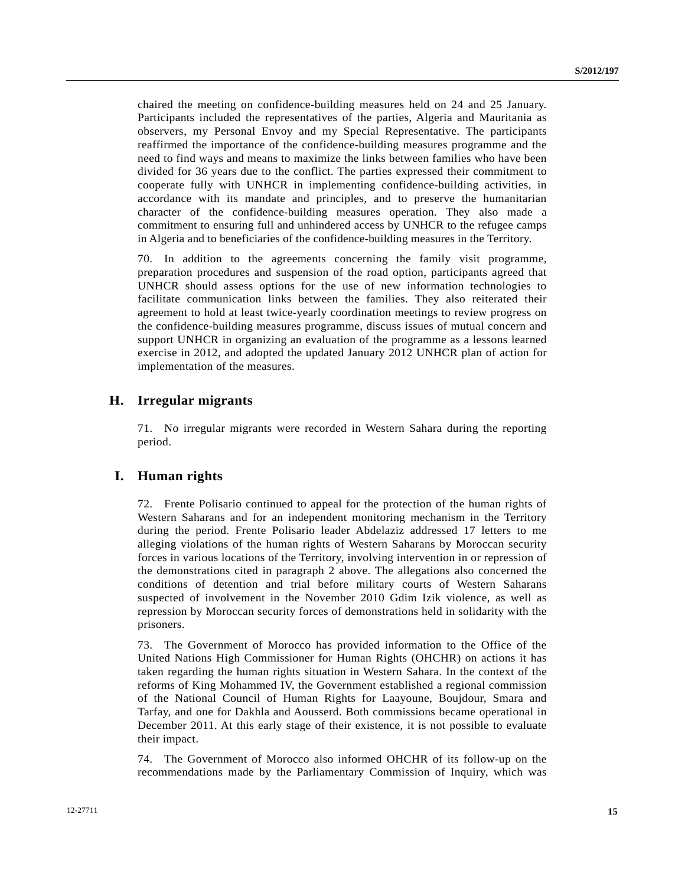chaired the meeting on confidence-building measures held on 24 and 25 January. Participants included the representatives of the parties, Algeria and Mauritania as observers, my Personal Envoy and my Special Representative. The participants reaffirmed the importance of the confidence-building measures programme and the need to find ways and means to maximize the links between families who have been divided for 36 years due to the conflict. The parties expressed their commitment to cooperate fully with UNHCR in implementing confidence-building activities, in accordance with its mandate and principles, and to preserve the humanitarian character of the confidence-building measures operation. They also made a commitment to ensuring full and unhindered access by UNHCR to the refugee camps in Algeria and to beneficiaries of the confidence-building measures in the Territory.

70. In addition to the agreements concerning the family visit programme, preparation procedures and suspension of the road option, participants agreed that UNHCR should assess options for the use of new information technologies to facilitate communication links between the families. They also reiterated their agreement to hold at least twice-yearly coordination meetings to review progress on the confidence-building measures programme, discuss issues of mutual concern and support UNHCR in organizing an evaluation of the programme as a lessons learned exercise in 2012, and adopted the updated January 2012 UNHCR plan of action for implementation of the measures.

## H. Irregular migrants

71. No irregular migrants were recorded in Western Sahara during the reporting period.

## I. Human rights

72. Frente Polisario continued to appeal for the protection of the human rights of Western Saharans and for an independent monitoring mechanism in the Territory during the period. Frente Polisario leader Abdelaziz addressed 17 letters to me alleging violations of the human rights of Western Saharans by Moroccan security forces in various locations of the Territory, involving intervention in or repression of the demonstrations cited in paragraph 2 above. The allegations also concerned the conditions of detention and trial before military courts of Western Saharans suspected of involvement in the November 2010 Gdim Izik violence, as well as repression by Moroccan security forces of demonstrations held in solidarity with the prisoners.

73. The Government of Morocco has provided information to the Office of the United Nations High Commissioner for Human Rights (OHCHR) on actions it has taken regarding the human rights situation in Western Sahara. In the context of the reforms of King Mohammed IV, the Government established a regional commission of the National Council of Human Rights for Laayoune, Boujdour, Smara and Tarfay, and one for Dakhla and Aousserd. Both commissions became operational in December 2011. At this early stage of their existence, it is not possible to evaluate their impact.

74. The Government of Morocco also informed OHCHR of its follow-up on the recommendations made by the Parliamentary Commission of Inquiry, which was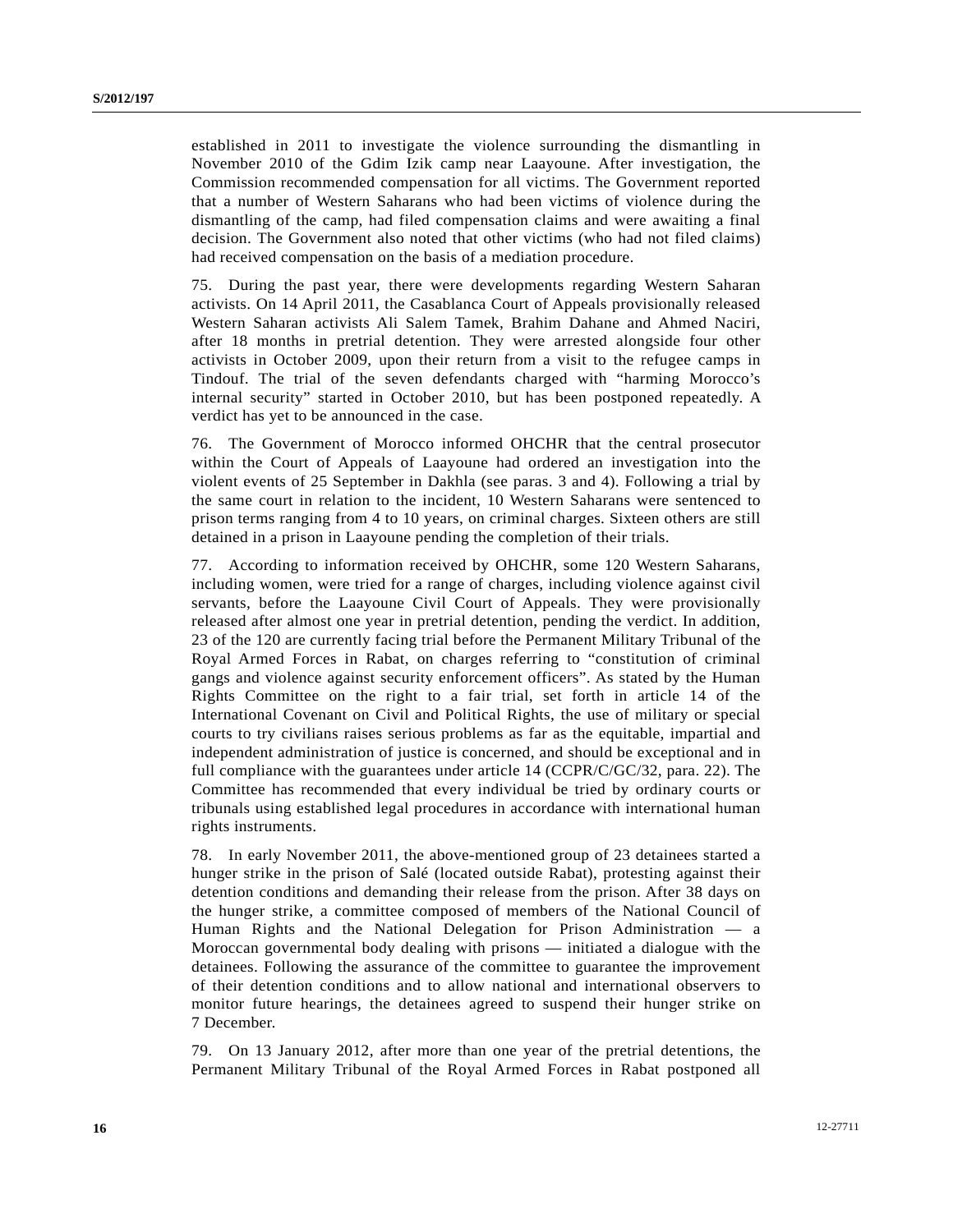established in 2011 to investigate the violence surrounding the dismantling in November 2010 of the Gdim Izik camp near Laayoune. After investigation, the Commission recommended compensation for all victims. The Government reported that a number of Western Saharans who had been victims of violence during the dismantling of the camp, had filed compensation claims and were awaiting a final decision. The Government also noted that other victims (who had not filed claims) had received compensation on the basis of a mediation procedure.

75. During the past year, there were developments regarding Western Saharan activists. On 14 April 2011, the Casablanca Court of Appeals provisionally released Western Saharan activists Ali Salem Tamek, Brahim Dahane and Ahmed Naciri, after 18 months in pretrial detention. They were arrested alongside four other activists in October 2009, upon their return from a visit to the refugee camps in Tindouf. The trial of the seven defendants charged with "harming Morocco's internal security" started in October 2010, but has been postponed repeatedly. A verdict has yet to be announced in the case.

76. The Government of Morocco informed OHCHR that the central prosecutor within the Court of Appeals of Laayoune had ordered an investigation into the violent events of 25 September in Dakhla (see paras. 3 and 4). Following a trial by the same court in relation to the incident, 10 Western Saharans were sentenced to prison terms ranging from 4 to 10 years, on criminal charges. Sixteen others are still detained in a prison in Laayoune pending the completion of their trials.

77. According to information received by OHCHR, some 120 Western Saharans, including women, were tried for a range of charges, including violence against civil servants, before the Laayoune Civil Court of Appeals. They were provisionally released after almost one year in pretrial detention, pending the verdict. In addition, 23 of the 120 are currently facing trial before the Permanent Military Tribunal of the Royal Armed Forces in Rabat, on charges referring to "constitution of criminal gangs and violence against security enforcement officers". As stated by the Human Rights Committee on the right to a fair trial, set forth in article 14 of the International Covenant on Civil and Political Rights, the use of military or special courts to try civilians raises serious problems as far as the equitable, impartial and independent administration of justice is concerned, and should be exceptional and in full compliance with the guarantees under article 14 (CCPR/C/GC/32, para. 22). The Committee has recommended that every individual be tried by ordinary courts or tribunals using established legal procedures in accordance with international human rights instruments.

78. In early November 2011, the above-mentioned group of 23 detainees started a hunger strike in the prison of Salé (located outside Rabat), protesting against their detention conditions and demanding their release from the prison. After 38 days on the hunger strike, a committee composed of members of the National Council of Human Rights and the National Delegation for Prison Administration — a Moroccan governmental body dealing with prisons — initiated a dialogue with the detainees. Following the assurance of the committee to guarantee the improvement of their detention conditions and to allow national and international observers to monitor future hearings, the detainees agreed to suspend their hunger strike on 7 December.

79. On 13 January 2012, after more than one year of the pretrial detentions, the Permanent Military Tribunal of the Royal Armed Forces in Rabat postponed all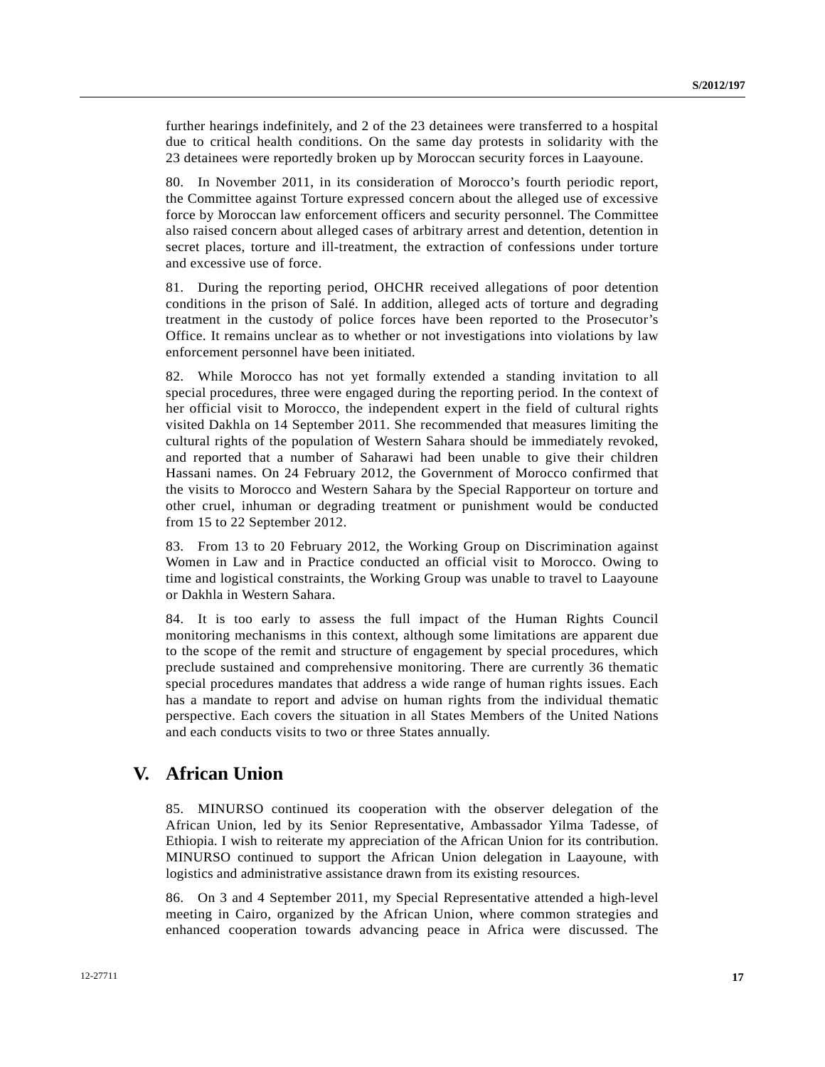further hearings indefinitely, and 2 of the 23 detainees were transferred to a hospital due to critical health conditions. On the same day protests in solidarity with the 23 detainees were reportedly broken up by Moroccan security forces in Laayoune.

80. In November 2011, in its consideration of Morocco's fourth periodic report, the Committee against Torture expressed concern about the alleged use of excessive force by Moroccan law enforcement officers and security personnel. The Committee also raised concern about alleged cases of arbitrary arrest and detention, detention in secret places, torture and ill-treatment, the extraction of confessions under torture and excessive use of force.

81. During the reporting period, OHCHR received allegations of poor detention conditions in the prison of Salé. In addition, alleged acts of torture and degrading treatment in the custody of police forces have been reported to the Prosecutor's Office. It remains unclear as to whether or not investigations into violations by law enforcement personnel have been initiated.

82. While Morocco has not yet formally extended a standing invitation to all special procedures, three were engaged during the reporting period. In the context of her official visit to Morocco, the independent expert in the field of cultural rights visited Dakhla on 14 September 2011. She recommended that measures limiting the cultural rights of the population of Western Sahara should be immediately revoked, and reported that a number of Saharawi had been unable to give their children Hassani names. On 24 February 2012, the Government of Morocco confirmed that the visits to Morocco and Western Sahara by the Special Rapporteur on torture and other cruel, inhuman or degrading treatment or punishment would be conducted from 15 to 22 September 2012.

83. From 13 to 20 February 2012, the Working Group on Discrimination against Women in Law and in Practice conducted an official visit to Morocco. Owing to time and logistical constraints, the Working Group was unable to travel to Laayoune or Dakhla in Western Sahara.

84. It is too early to assess the full impact of the Human Rights Council monitoring mechanisms in this context, although some limitations are apparent due to the scope of the remit and structure of engagement by special procedures, which preclude sustained and comprehensive monitoring. There are currently 36 thematic special procedures mandates that address a wide range of human rights issues. Each has a mandate to report and advise on human rights from the individual thematic perspective. Each covers the situation in all States Members of the United Nations and each conducts visits to two or three States annually.

# V. African Union

85. MINURSO continued its cooperation with the observer delegation of the African Union, led by its Senior Representative, Ambassador Yilma Tadesse, of Ethiopia. I wish to reiterate my appreciation of the African Union for its contribution. MINURSO continued to support the African Union delegation in Laayoune, with logistics and administrative assistance drawn from its existing resources.

86. On 3 and 4 September 2011, my Special Representative attended a high-level meeting in Cairo, organized by the African Union, where common strategies and enhanced cooperation towards advancing peace in Africa were discussed. The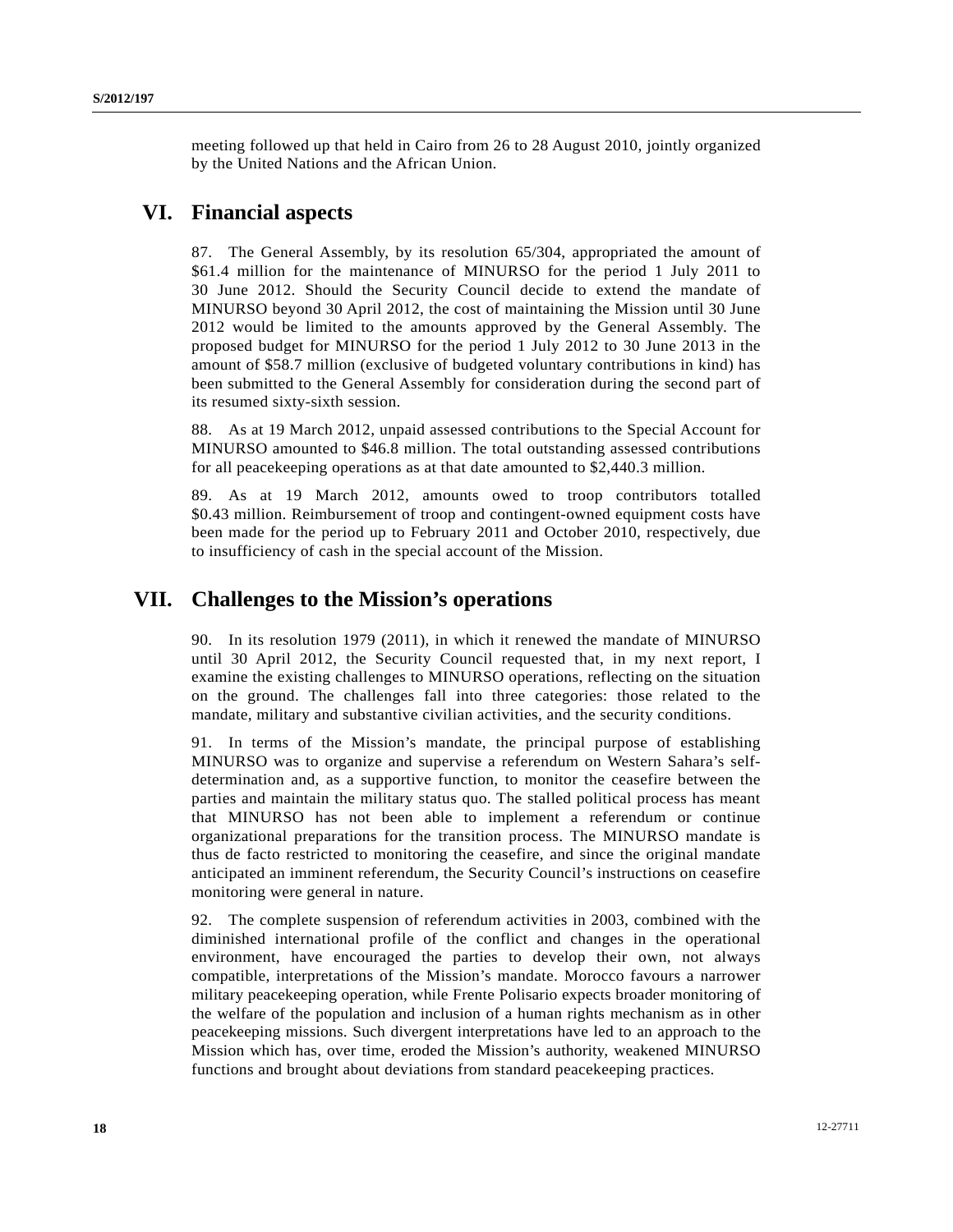meeting followed up that held in Cairo from 26 to 28 August 2010, jointly organized by the United Nations and the African Union.

# VI. Financial aspects

87. The General Assembly, by its resolution 65/304, appropriated the amount of $61.4 million for the maintenance of MINURSO for the period 1 July 2011 to 30 June 2012. Should the Security Council decide to extend the mandate of MINURSO beyond 30 April 2012, the cost of maintaining the Mission until 30 June 2012 would be limited to the amounts approved by the General Assembly. The proposed budget for MINURSO for the period 1 July 2012 to 30 June 2013 in the amount of $58.7 million (exclusive of budgeted voluntary contributions in kind) has been submitted to the General Assembly for consideration during the second part of its resumed sixty-sixth session.

88. As at 19 March 2012, unpaid assessed contributions to the Special Account for MINURSO amounted to $46.8 million. The total outstanding assessed contributions for all peacekeeping operations as at that date amounted to $2,440.3 million.

89. As at 19 March 2012, amounts owed to troop contributors totalled $0.43 million. Reimbursement of troop and contingent-owned equipment costs have been made for the period up to February 2011 and October 2010, respectively, due to insufficiency of cash in the special account of the Mission.

# VII. Challenges to the Mission's operations

90. In its resolution 1979 (2011), in which it renewed the mandate of MINURSO until 30 April 2012, the Security Council requested that, in my next report, I examine the existing challenges to MINURSO operations, reflecting on the situation on the ground. The challenges fall into three categories: those related to the mandate, military and substantive civilian activities, and the security conditions.

91. In terms of the Mission's mandate, the principal purpose of establishing MINURSO was to organize and supervise a referendum on Western Sahara's self-determination and, as a supportive function, to monitor the ceasefire between the parties and maintain the military status quo. The stalled political process has meant that MINURSO has not been able to implement a referendum or continue organizational preparations for the transition process. The MINURSO mandate is thus de facto restricted to monitoring the ceasefire, and since the original mandate anticipated an imminent referendum, the Security Council's instructions on ceasefire monitoring were general in nature.

92. The complete suspension of referendum activities in 2003, combined with the diminished international profile of the conflict and changes in the operational environment, have encouraged the parties to develop their own, not always compatible, interpretations of the Mission's mandate. Morocco favours a narrower military peacekeeping operation, while Frente Polisario expects broader monitoring of the welfare of the population and inclusion of a human rights mechanism as in other peacekeeping missions. Such divergent interpretations have led to an approach to the Mission which has, over time, eroded the Mission's authority, weakened MINURSO functions and brought about deviations from standard peacekeeping practices.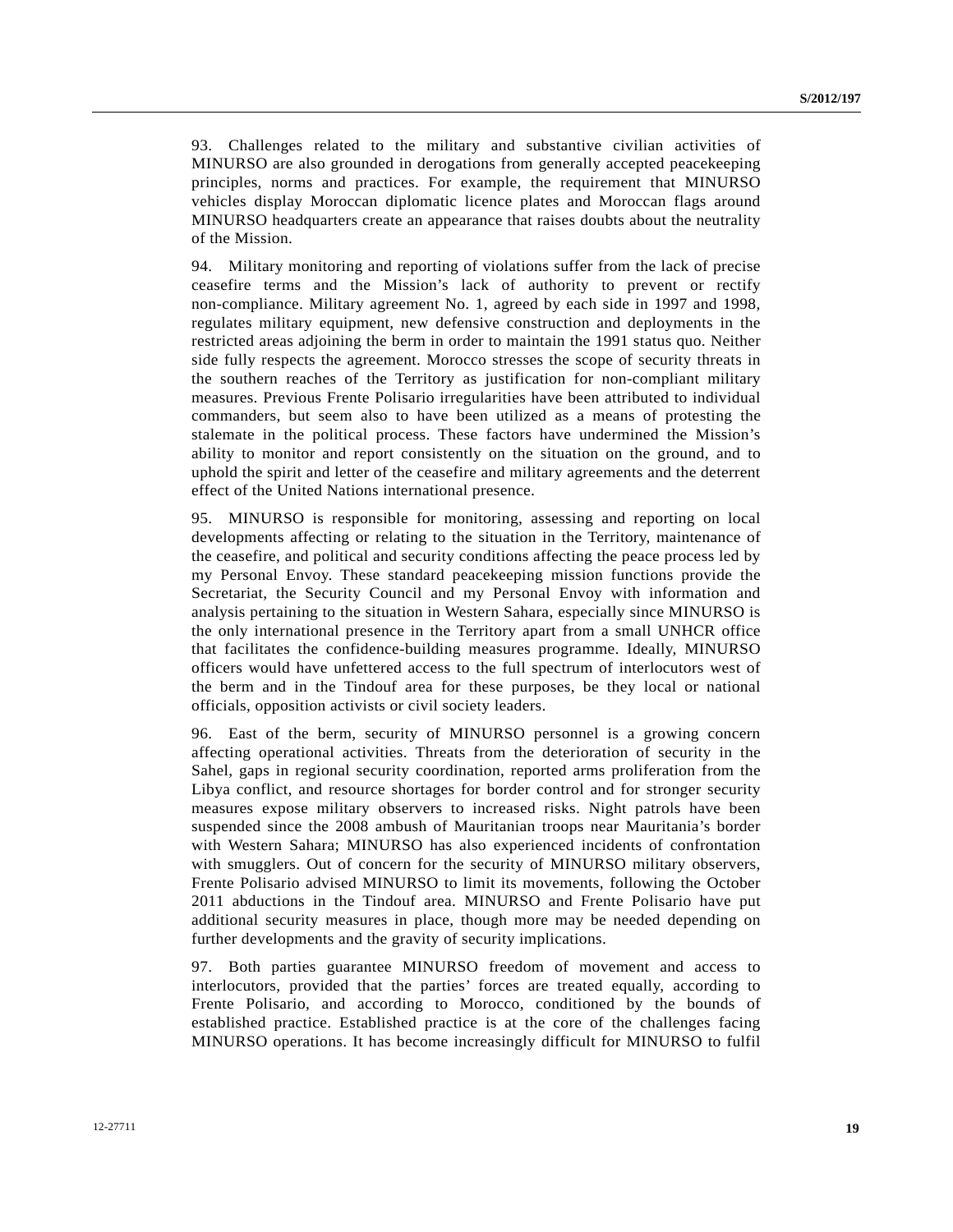93. Challenges related to the military and substantive civilian activities of MINURSO are also grounded in derogations from generally accepted peacekeeping principles, norms and practices. For example, the requirement that MINURSO vehicles display Moroccan diplomatic licence plates and Moroccan flags around MINURSO headquarters create an appearance that raises doubts about the neutrality of the Mission.

94. Military monitoring and reporting of violations suffer from the lack of precise ceasefire terms and the Mission's lack of authority to prevent or rectify non-compliance. Military agreement No. 1, agreed by each side in 1997 and 1998, regulates military equipment, new defensive construction and deployments in the restricted areas adjoining the berm in order to maintain the 1991 status quo. Neither side fully respects the agreement. Morocco stresses the scope of security threats in the southern reaches of the Territory as justification for non-compliant military measures. Previous Frente Polisario irregularities have been attributed to individual commanders, but seem also to have been utilized as a means of protesting the stalemate in the political process. These factors have undermined the Mission's ability to monitor and report consistently on the situation on the ground, and to uphold the spirit and letter of the ceasefire and military agreements and the deterrent effect of the United Nations international presence.

95. MINURSO is responsible for monitoring, assessing and reporting on local developments affecting or relating to the situation in the Territory, maintenance of the ceasefire, and political and security conditions affecting the peace process led by my Personal Envoy. These standard peacekeeping mission functions provide the Secretariat, the Security Council and my Personal Envoy with information and analysis pertaining to the situation in Western Sahara, especially since MINURSO is the only international presence in the Territory apart from a small UNHCR office that facilitates the confidence-building measures programme. Ideally, MINURSO officers would have unfettered access to the full spectrum of interlocutors west of the berm and in the Tindouf area for these purposes, be they local or national officials, opposition activists or civil society leaders.

96. East of the berm, security of MINURSO personnel is a growing concern affecting operational activities. Threats from the deterioration of security in the Sahel, gaps in regional security coordination, reported arms proliferation from the Libya conflict, and resource shortages for border control and for stronger security measures expose military observers to increased risks. Night patrols have been suspended since the 2008 ambush of Mauritanian troops near Mauritania's border with Western Sahara; MINURSO has also experienced incidents of confrontation with smugglers. Out of concern for the security of MINURSO military observers, Frente Polisario advised MINURSO to limit its movements, following the October 2011 abductions in the Tindouf area. MINURSO and Frente Polisario have put additional security measures in place, though more may be needed depending on further developments and the gravity of security implications.

97. Both parties guarantee MINURSO freedom of movement and access to interlocutors, provided that the parties' forces are treated equally, according to Frente Polisario, and according to Morocco, conditioned by the bounds of established practice. Established practice is at the core of the challenges facing MINURSO operations. It has become increasingly difficult for MINURSO to fulfil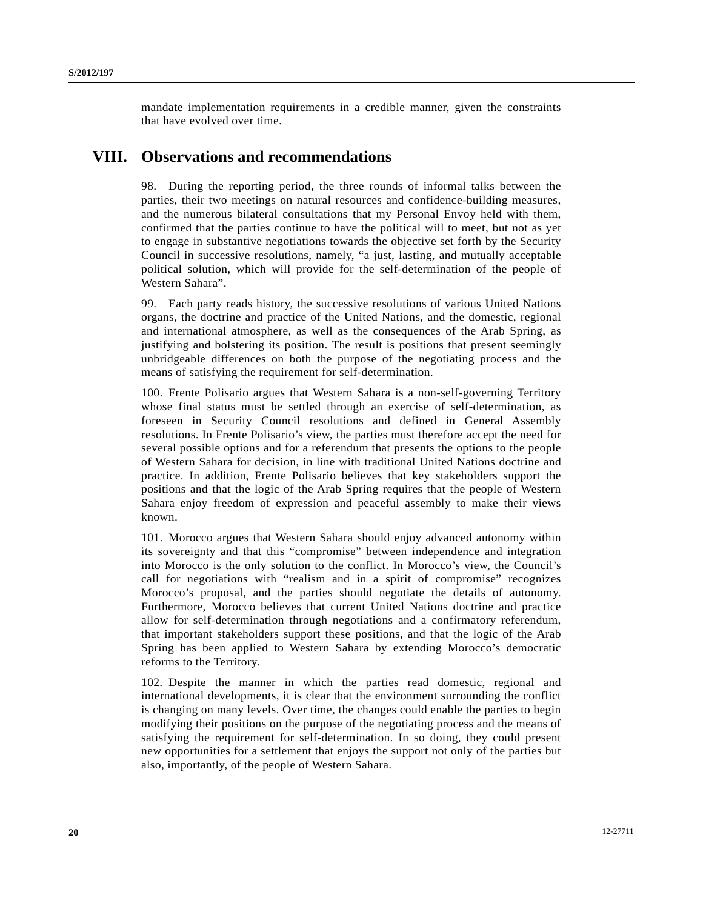mandate implementation requirements in a credible manner, given the constraints that have evolved over time.

# VIII. Observations and recommendations

98. During the reporting period, the three rounds of informal talks between the parties, their two meetings on natural resources and confidence-building measures, and the numerous bilateral consultations that my Personal Envoy held with them, confirmed that the parties continue to have the political will to meet, but not as yet to engage in substantive negotiations towards the objective set forth by the Security Council in successive resolutions, namely, "a just, lasting, and mutually acceptable political solution, which will provide for the self-determination of the people of Western Sahara".

99. Each party reads history, the successive resolutions of various United Nations organs, the doctrine and practice of the United Nations, and the domestic, regional and international atmosphere, as well as the consequences of the Arab Spring, as justifying and bolstering its position. The result is positions that present seemingly unbridgeable differences on both the purpose of the negotiating process and the means of satisfying the requirement for self-determination.

100. Frente Polisario argues that Western Sahara is a non-self-governing Territory whose final status must be settled through an exercise of self-determination, as foreseen in Security Council resolutions and defined in General Assembly resolutions. In Frente Polisario's view, the parties must therefore accept the need for several possible options and for a referendum that presents the options to the people of Western Sahara for decision, in line with traditional United Nations doctrine and practice. In addition, Frente Polisario believes that key stakeholders support the positions and that the logic of the Arab Spring requires that the people of Western Sahara enjoy freedom of expression and peaceful assembly to make their views known.

101. Morocco argues that Western Sahara should enjoy advanced autonomy within its sovereignty and that this "compromise" between independence and integration into Morocco is the only solution to the conflict. In Morocco's view, the Council's call for negotiations with "realism and in a spirit of compromise" recognizes Morocco's proposal, and the parties should negotiate the details of autonomy. Furthermore, Morocco believes that current United Nations doctrine and practice allow for self-determination through negotiations and a confirmatory referendum, that important stakeholders support these positions, and that the logic of the Arab Spring has been applied to Western Sahara by extending Morocco's democratic reforms to the Territory.

102. Despite the manner in which the parties read domestic, regional and international developments, it is clear that the environment surrounding the conflict is changing on many levels. Over time, the changes could enable the parties to begin modifying their positions on the purpose of the negotiating process and the means of satisfying the requirement for self-determination. In so doing, they could present new opportunities for a settlement that enjoys the support not only of the parties but also, importantly, of the people of Western Sahara.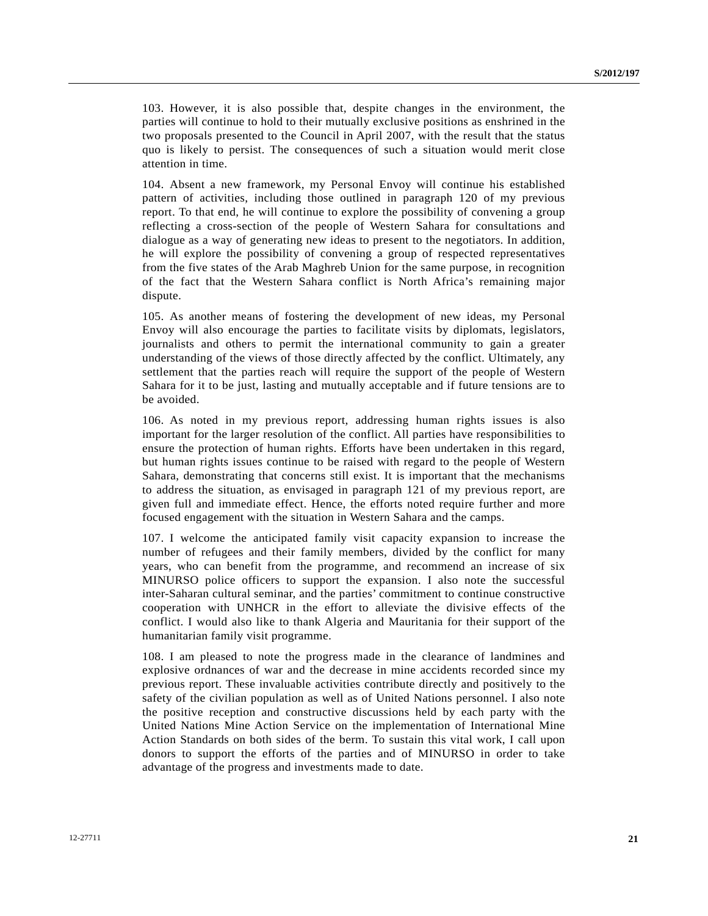103. However, it is also possible that, despite changes in the environment, the parties will continue to hold to their mutually exclusive positions as enshrined in the two proposals presented to the Council in April 2007, with the result that the status quo is likely to persist. The consequences of such a situation would merit close attention in time.

104. Absent a new framework, my Personal Envoy will continue his established pattern of activities, including those outlined in paragraph 120 of my previous report. To that end, he will continue to explore the possibility of convening a group reflecting a cross-section of the people of Western Sahara for consultations and dialogue as a way of generating new ideas to present to the negotiators. In addition, he will explore the possibility of convening a group of respected representatives from the five states of the Arab Maghreb Union for the same purpose, in recognition of the fact that the Western Sahara conflict is North Africa's remaining major dispute.

105. As another means of fostering the development of new ideas, my Personal Envoy will also encourage the parties to facilitate visits by diplomats, legislators, journalists and others to permit the international community to gain a greater understanding of the views of those directly affected by the conflict. Ultimately, any settlement that the parties reach will require the support of the people of Western Sahara for it to be just, lasting and mutually acceptable and if future tensions are to be avoided.

106. As noted in my previous report, addressing human rights issues is also important for the larger resolution of the conflict. All parties have responsibilities to ensure the protection of human rights. Efforts have been undertaken in this regard, but human rights issues continue to be raised with regard to the people of Western Sahara, demonstrating that concerns still exist. It is important that the mechanisms to address the situation, as envisaged in paragraph 121 of my previous report, are given full and immediate effect. Hence, the efforts noted require further and more focused engagement with the situation in Western Sahara and the camps.

107. I welcome the anticipated family visit capacity expansion to increase the number of refugees and their family members, divided by the conflict for many years, who can benefit from the programme, and recommend an increase of six MINURSO police officers to support the expansion. I also note the successful inter-Saharan cultural seminar, and the parties' commitment to continue constructive cooperation with UNHCR in the effort to alleviate the divisive effects of the conflict. I would also like to thank Algeria and Mauritania for their support of the humanitarian family visit programme.

108. I am pleased to note the progress made in the clearance of landmines and explosive ordnances of war and the decrease in mine accidents recorded since my previous report. These invaluable activities contribute directly and positively to the safety of the civilian population as well as of United Nations personnel. I also note the positive reception and constructive discussions held by each party with the United Nations Mine Action Service on the implementation of International Mine Action Standards on both sides of the berm. To sustain this vital work, I call upon donors to support the efforts of the parties and of MINURSO in order to take advantage of the progress and investments made to date.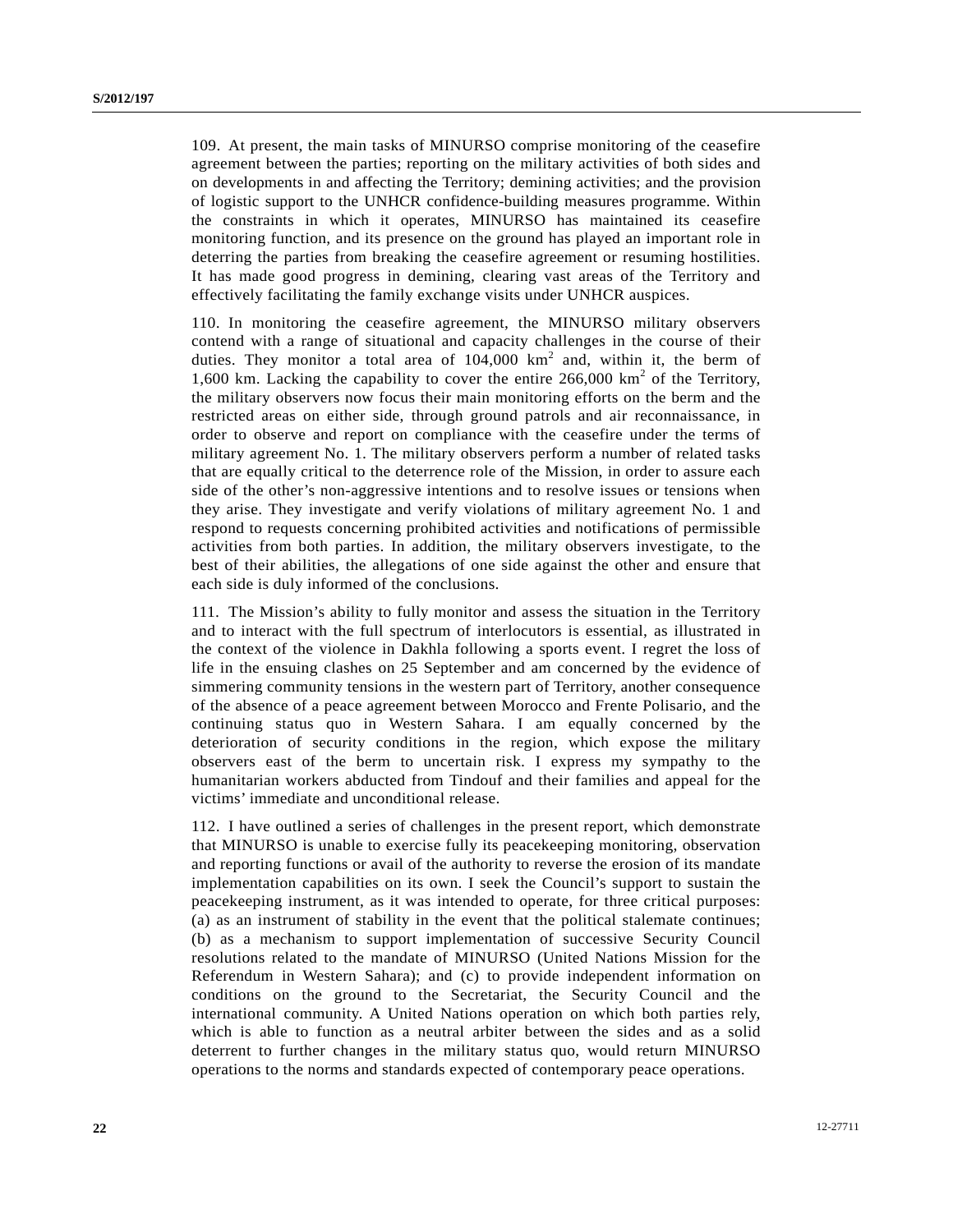109. At present, the main tasks of MINURSO comprise monitoring of the ceasefire agreement between the parties; reporting on the military activities of both sides and on developments in and affecting the Territory; demining activities; and the provision of logistic support to the UNHCR confidence-building measures programme. Within the constraints in which it operates, MINURSO has maintained its ceasefire monitoring function, and its presence on the ground has played an important role in deterring the parties from breaking the ceasefire agreement or resuming hostilities. It has made good progress in demining, clearing vast areas of the Territory and effectively facilitating the family exchange visits under UNHCR auspices.

110. In monitoring the ceasefire agreement, the MINURSO military observers contend with a range of situational and capacity challenges in the course of their duties. They monitor a total area of 104,000 $km^2$ and, within it, the berm of 1,600 km. Lacking the capability to cover the entire 266,000 $km^2$ of the Territory, the military observers now focus their main monitoring efforts on the berm and the restricted areas on either side, through ground patrols and air reconnaissance, in order to observe and report on compliance with the ceasefire under the terms of military agreement No. 1. The military observers perform a number of related tasks that are equally critical to the deterrence role of the Mission, in order to assure each side of the other's non-aggressive intentions and to resolve issues or tensions when they arise. They investigate and verify violations of military agreement No. 1 and respond to requests concerning prohibited activities and notifications of permissible activities from both parties. In addition, the military observers investigate, to the best of their abilities, the allegations of one side against the other and ensure that each side is duly informed of the conclusions.

111. The Mission's ability to fully monitor and assess the situation in the Territory and to interact with the full spectrum of interlocutors is essential, as illustrated in the context of the violence in Dakhla following a sports event. I regret the loss of life in the ensuing clashes on 25 September and am concerned by the evidence of simmering community tensions in the western part of Territory, another consequence of the absence of a peace agreement between Morocco and Frente Polisario, and the continuing status quo in Western Sahara. I am equally concerned by the deterioration of security conditions in the region, which expose the military observers east of the berm to uncertain risk. I express my sympathy to the humanitarian workers abducted from Tindouf and their families and appeal for the victims' immediate and unconditional release.

112. I have outlined a series of challenges in the present report, which demonstrate that MINURSO is unable to exercise fully its peacekeeping monitoring, observation and reporting functions or avail of the authority to reverse the erosion of its mandate implementation capabilities on its own. I seek the Council's support to sustain the peacekeeping instrument, as it was intended to operate, for three critical purposes: (a) as an instrument of stability in the event that the political stalemate continues; (b) as a mechanism to support implementation of successive Security Council resolutions related to the mandate of MINURSO (United Nations Mission for the Referendum in Western Sahara); and (c) to provide independent information on conditions on the ground to the Secretariat, the Security Council and the international community. A United Nations operation on which both parties rely, which is able to function as a neutral arbiter between the sides and as a solid deterrent to further changes in the military status quo, would return MINURSO operations to the norms and standards expected of contemporary peace operations.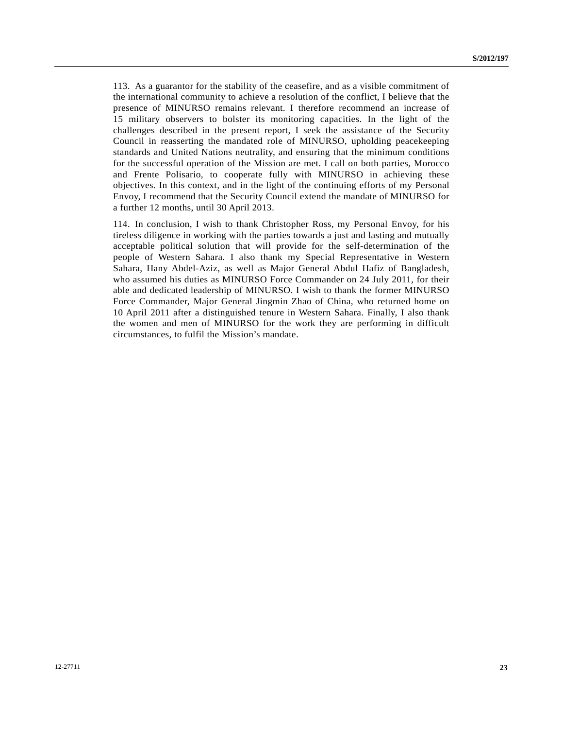113. As a guarantor for the stability of the ceasefire, and as a visible commitment of the international community to achieve a resolution of the conflict, I believe that the presence of MINURSO remains relevant. I therefore recommend an increase of 15 military observers to bolster its monitoring capacities. In the light of the challenges described in the present report, I seek the assistance of the Security Council in reasserting the mandated role of MINURSO, upholding peacekeeping standards and United Nations neutrality, and ensuring that the minimum conditions for the successful operation of the Mission are met. I call on both parties, Morocco and Frente Polisario, to cooperate fully with MINURSO in achieving these objectives. In this context, and in the light of the continuing efforts of my Personal Envoy, I recommend that the Security Council extend the mandate of MINURSO for a further 12 months, until 30 April 2013.

114. In conclusion, I wish to thank Christopher Ross, my Personal Envoy, for his tireless diligence in working with the parties towards a just and lasting and mutually acceptable political solution that will provide for the self-determination of the people of Western Sahara. I also thank my Special Representative in Western Sahara, Hany Abdel-Aziz, as well as Major General Abdul Hafiz of Bangladesh, who assumed his duties as MINURSO Force Commander on 24 July 2011, for their able and dedicated leadership of MINURSO. I wish to thank the former MINURSO Force Commander, Major General Jingmin Zhao of China, who returned home on 10 April 2011 after a distinguished tenure in Western Sahara. Finally, I also thank the women and men of MINURSO for the work they are performing in difficult circumstances, to fulfil the Mission's mandate.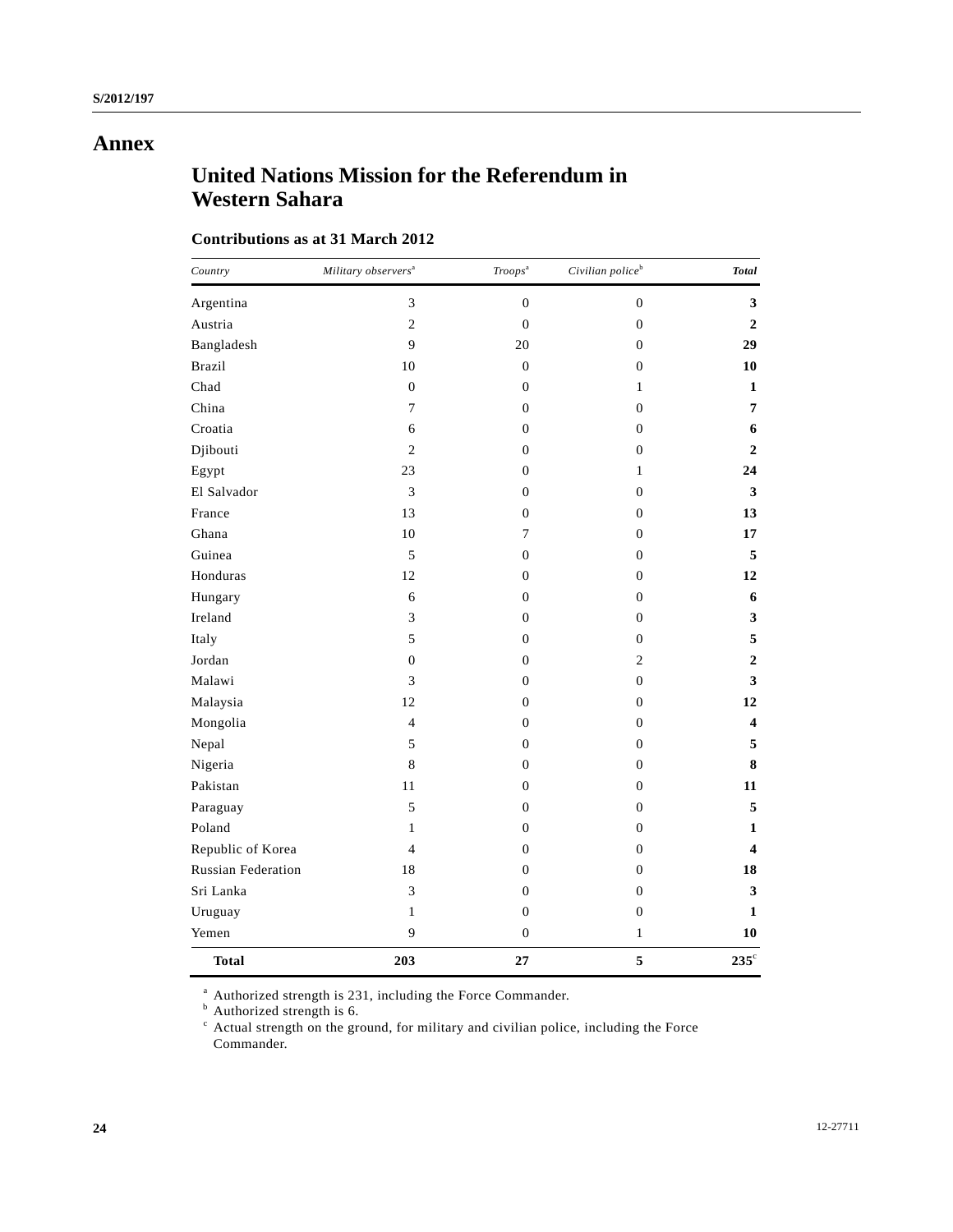# Annex

## United Nations Mission for the Referendum in Western Sahara

### Contributions as at 31 March 2012

| *Country* | *Military observers*[a] | *Troops*[a] | *Civilian police*[b] | ***Total*** |
|---|---|---|---|---|
| Argentina | 3 | 0 | 0 | **3** |
| Austria | 2 | 0 | 0 | **2** |
| Bangladesh | 9 | 20 | 0 | **29** |
| Brazil | 10 | 0 | 0 | **10** |
| Chad | 0 | 0 | 1 | **1** |
| China | 7 | 0 | 0 | **7** |
| Croatia | 6 | 0 | 0 | **6** |
| Djibouti | 2 | 0 | 0 | **2** |
| Egypt | 23 | 0 | 1 | **24** |
| El Salvador | 3 | 0 | 0 | **3** |
| France | 13 | 0 | 0 | **13** |
| Ghana | 10 | 7 | 0 | **17** |
| Guinea | 5 | 0 | 0 | **5** |
| Honduras | 12 | 0 | 0 | **12** |
| Hungary | 6 | 0 | 0 | **6** |
| Ireland | 3 | 0 | 0 | **3** |
| Italy | 5 | 0 | 0 | **5** |
| Jordan | 0 | 0 | 2 | **2** |
| Malawi | 3 | 0 | 0 | **3** |
| Malaysia | 12 | 0 | 0 | **12** |
| Mongolia | 4 | 0 | 0 | **4** |
| Nepal | 5 | 0 | 0 | **5** |
| Nigeria | 8 | 0 | 0 | **8** |
| Pakistan | 11 | 0 | 0 | **11** |
| Paraguay | 5 | 0 | 0 | **5** |
| Poland | 1 | 0 | 0 | **1** |
| Republic of Korea | 4 | 0 | 0 | **4** |
| Russian Federation | 18 | 0 | 0 | **18** |
| Sri Lanka | 3 | 0 | 0 | **3** |
| Uruguay | 1 | 0 | 0 | **1** |
| Yemen | 9 | 0 | 1 | **10** |
| **Total** | **203** | **27** | **5** | **235**[c] |

[a] Authorized strength is 231, including the Force Commander.

[b] Authorized strength is 6.

[c] Actual strength on the ground, for military and civilian police, including the Force Commander.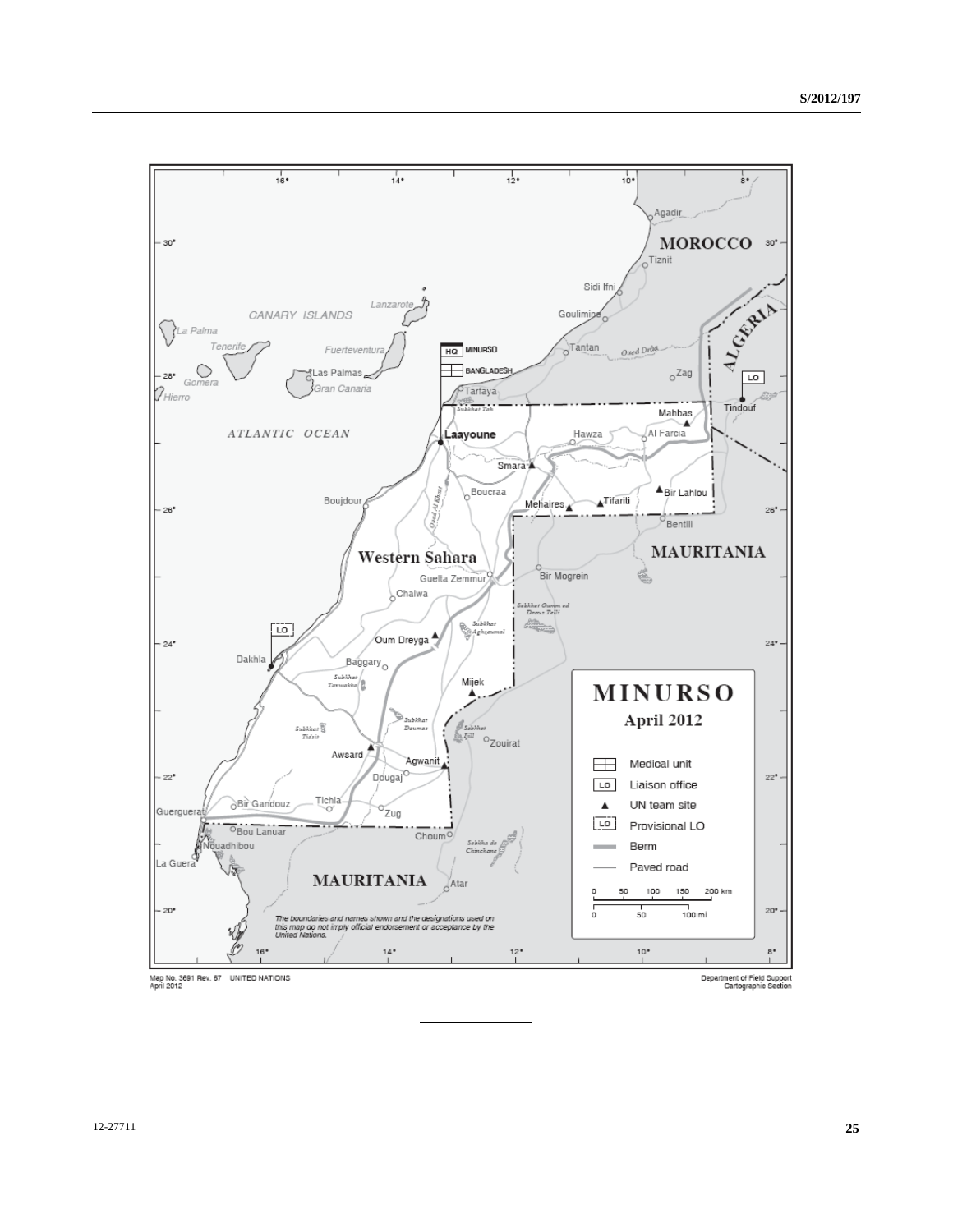MOROCCO

ALGERIA

MAURITANIA

MAURITANIA

Western Sahara

CANARY ISLANDS

ATLANTIC OCEAN

Agadir
Tiznit
Sidi Ifni
Goulimine
Tantan
Oued Drâa
Zag
Tindouf
Tarfaya
Subkhat Tah
Laayoune
Mahbas
Hawza
Al Farcia
Smara
Boucraa
Mehaires
Tifariti
Bir Lahlou
Bentili
Boujdour
Oued Al Khatt
Bir Mogrein
Guelta Zemmur
Chalwa
Sebkhet Oumm ed Drous Telli
Subkhat Aghzoumal
Oum Dreyga
Dakhla
Baggary
Subkhat Tanwakka
Mijek
Subkhat Doumas
Subkhat Tidsir
Sebkhet Ijill
Zouirat
Awsard
Agwanit
Dougaj
Guerguerat
Bir Gandouz
Tichla
Zug
Bou Lanuar
Choum
Sebkha de Chinchane
Nouadhibou
La Guera
Atar
La Palma
Tenerife
Gomera
Hierro
Lanzarote
Fuerteventura
Las Palmas
Gran Canaria

HQ MINURSO
BANGLADESH
LO

16° 14° 12° 10° 8°
30° 28° 26° 24° 22° 20°

# MINURSO

April 2012

Medical unit
Liaison office
UN team site
Provisional LO
Berm
Paved road

0 50 100 150 200 km
0 50 100 mi

The boundaries and names shown and the designations used on this map do not imply official endorsement or acceptance by the United Nations.

Map No. 3691 Rev. 67 UNITED NATIONS
April 2012

Department of Field Support
Cartographic Section